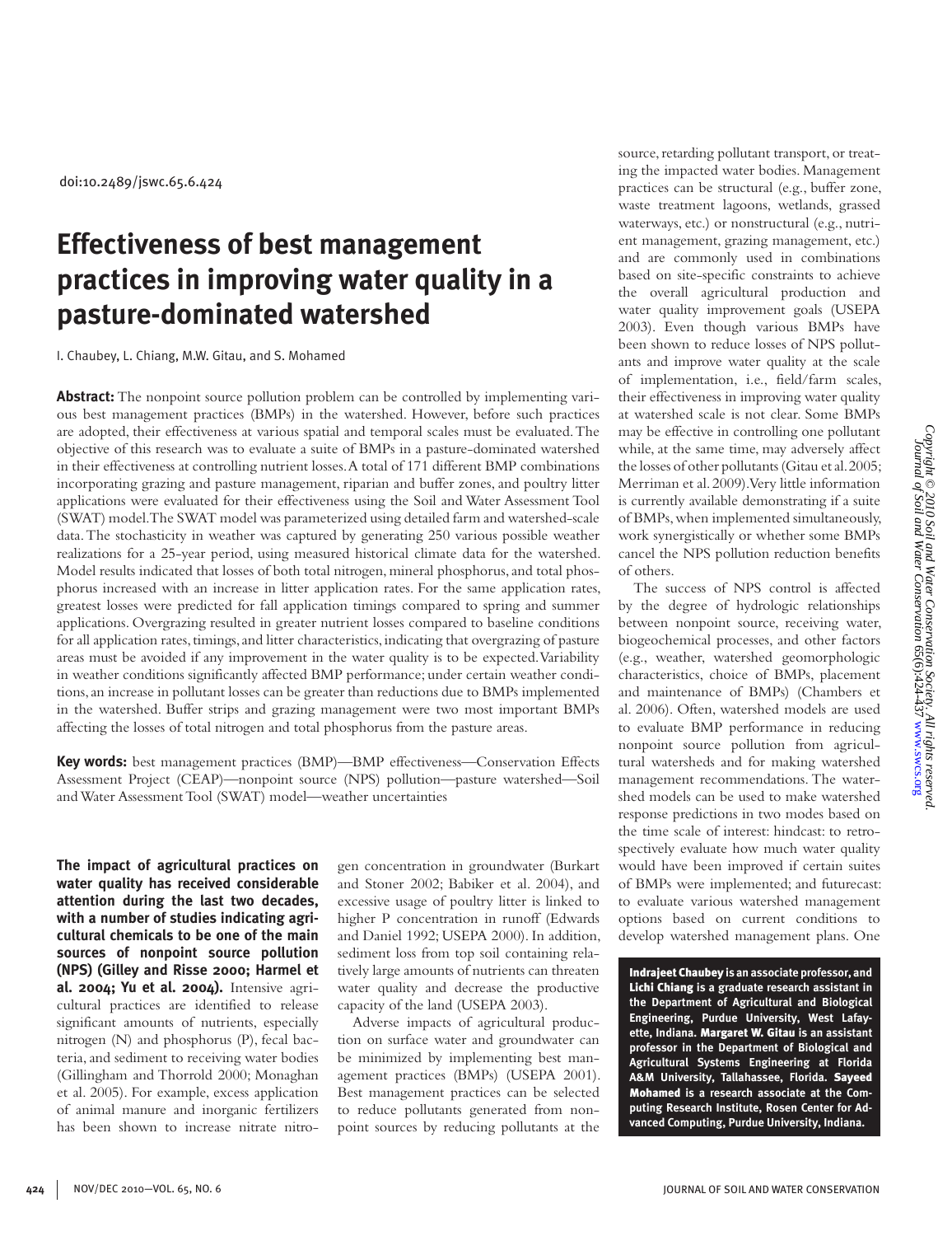doi:10.2489/jswc.65.6.424

# Effectiveness of best management practices in improving water quality in a pasture-dominated watershed

I. Chaubey, L. Chiang, M.W. Gitau, and S. Mohamed

**Abstract:** The nonpoint source pollution problem can be controlled by implementing various best management practices (BMPs) in the watershed. However, before such practices are adopted, their effectiveness at various spatial and temporal scales must be evaluated. The objective of this research was to evaluate a suite of BMPs in a pasture-dominated watershed in their effectiveness at controlling nutrient losses. A total of 171 different BMP combinations incorporating grazing and pasture management, riparian and buffer zones, and poultry litter applications were evaluated for their effectiveness using the Soil and Water Assessment Tool (SWAT) model. The SWAT model was parameterized using detailed farm and watershed-scale data. The stochasticity in weather was captured by generating 250 various possible weather realizations for a 25-year period, using measured historical climate data for the watershed. Model results indicated that losses of both total nitrogen, mineral phosphorus, and total phosphorus increased with an increase in litter application rates. For the same application rates, greatest losses were predicted for fall application timings compared to spring and summer applications. Overgrazing resulted in greater nutrient losses compared to baseline conditions for all application rates, timings, and litter characteristics, indicating that overgrazing of pasture areas must be avoided if any improvement in the water quality is to be expected. Variability in weather conditions significantly affected BMP performance; under certain weather conditions, an increase in pollutant losses can be greater than reductions due to BMPs implemented in the watershed. Buffer strips and grazing management were two most important BMPs affecting the losses of total nitrogen and total phosphorus from the pasture areas.

**Key words:** best management practices (BMP)—BMP effectiveness—Conservation Effects Assessment Project (CEAP)—nonpoint source (NPS) pollution—pasture watershed—Soil and Water Assessment Tool (SWAT) model—weather uncertainties

**The impact of agricultural practices on water quality has received considerable attention during the last two decades, with a number of studies indicating agricultural chemicals to be one of the main sources of nonpoint source pollution (NPS) (Gilley and Risse 2000; Harmel et al. 2004; Yu et al. 2004).** Intensive agricultural practices are identified to release significant amounts of nutrients, especially nitrogen (N) and phosphorus (P), fecal bacteria, and sediment to receiving water bodies (Gillingham and Thorrold 2000; Monaghan et al. 2005). For example, excess application of animal manure and inorganic fertilizers has been shown to increase nitrate nitrogen concentration in groundwater (Burkart and Stoner 2002; Babiker et al. 2004), and excessive usage of poultry litter is linked to higher P concentration in runoff (Edwards and Daniel 1992; USEPA 2000). In addition, sediment loss from top soil containing relatively large amounts of nutrients can threaten water quality and decrease the productive capacity of the land (USEPA 2003).

Adverse impacts of agricultural production on surface water and groundwater can be minimized by implementing best management practices (BMPs) (USEPA 2001). Best management practices can be selected to reduce pollutants generated from nonpoint sources by reducing pollutants at the source, retarding pollutant transport, or treating the impacted water bodies. Management practices can be structural (e.g., buffer zone, waste treatment lagoons, wetlands, grassed waterways, etc.) or nonstructural (e.g., nutrient management, grazing management, etc.) and are commonly used in combinations based on site-specific constraints to achieve the overall agricultural production and water quality improvement goals (USEPA 2003). Even though various BMPs have been shown to reduce losses of NPS pollutants and improve water quality at the scale of implementation, i.e., field/farm scales, their effectiveness in improving water quality at watershed scale is not clear. Some BMPs may be effective in controlling one pollutant while, at the same time, may adversely affect the losses of other pollutants (Gitau et al. 2005; Merriman et al. 2009). Very little information is currently available demonstrating if a suite of BMPs, when implemented simultaneously, work synergistically or whether some BMPs cancel the NPS pollution reduction benefits of others.

The success of NPS control is affected by the degree of hydrologic relationships between nonpoint source, receiving water, biogeochemical processes, and other factors (e.g., weather, watershed geomorphologic characteristics, choice of BMPs, placement and maintenance of BMPs) (Chambers et al. 2006). Often, watershed models are used to evaluate BMP performance in reducing nonpoint source pollution from agricultural watersheds and for making watershed management recommendations. The watershed models can be used to make watershed response predictions in two modes based on the time scale of interest: hindcast: to retrospectively evaluate how much water quality would have been improved if certain suites of BMPs were implemented; and futurecast: to evaluate various watershed management options based on current conditions to develop watershed management plans. One

**Indrajeet Chaubey** is an associate professor, and **Lichi Chiang** is a graduate research assistant in the Department of Agricultural and Biological Engineering, Purdue University, West Lafayette, Indiana. **Margaret W. Gitau** is an assistant professor in the Department of Biological and Agricultural Systems Engineering at Florida A&M University, Tallahassee, Florida. **Sayeed Mohamed** is a research associate at the Computing Research Institute, Rosen Center for Advanced Computing, Purdue University, Indiana.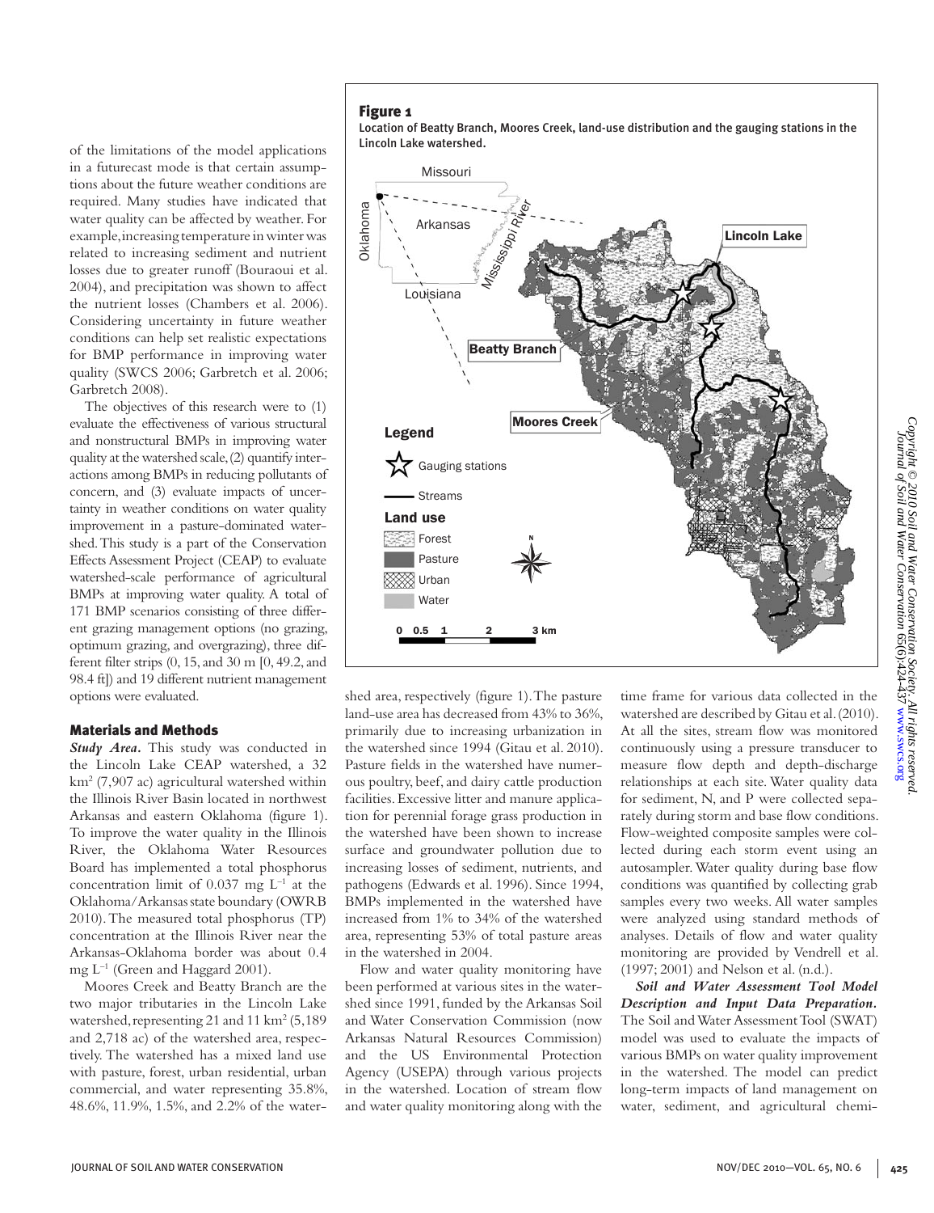of the limitations of the model applications in a futurecast mode is that certain assumptions about the future weather conditions are required. Many studies have indicated that water quality can be affected by weather. For example, increasing temperature in winter was related to increasing sediment and nutrient losses due to greater runoff (Bouraoui et al. 2004), and precipitation was shown to affect the nutrient losses (Chambers et al. 2006). Considering uncertainty in future weather conditions can help set realistic expectations for BMP performance in improving water quality (SWCS 2006; Garbretch et al. 2006; Garbretch 2008).

The objectives of this research were to (1) evaluate the effectiveness of various structural and nonstructural BMPs in improving water quality at the watershed scale, (2) quantify interactions among BMPs in reducing pollutants of concern, and (3) evaluate impacts of uncertainty in weather conditions on water quality improvement in a pasture-dominated watershed. This study is a part of the Conservation Effects Assessment Project (CEAP) to evaluate watershed-scale performance of agricultural BMPs at improving water quality. A total of 171 BMP scenarios consisting of three different grazing management options (no grazing, optimum grazing, and overgrazing), three different filter strips (0, 15, and 30 m [0, 49.2, and 98.4 ft]) and 19 different nutrient management options were evaluated.

## Materials and Methods

***Study Area.*** This study was conducted in the Lincoln Lake CEAP watershed, a 32 km$^2$ (7,907 ac) agricultural watershed within the Illinois River Basin located in northwest Arkansas and eastern Oklahoma (figure 1). To improve the water quality in the Illinois River, the Oklahoma Water Resources Board has implemented a total phosphorus concentration limit of 0.037 mg L$^{-1}$ at the Oklahoma/Arkansas state boundary (OWRB 2010). The measured total phosphorus (TP) concentration at the Illinois River near the Arkansas-Oklahoma border was about 0.4 mg L$^{-1}$ (Green and Haggard 2001).

Moores Creek and Beatty Branch are the two major tributaries in the Lincoln Lake watershed, representing 21 and 11 km$^2$ (5,189 and 2,718 ac) of the watershed area, respectively. The watershed has a mixed land use with pasture, forest, urban residential, urban commercial, and water representing 35.8%, 48.6%, 11.9%, 1.5%, and 2.2% of the watershed area, respectively (figure 1). The pasture land-use area has decreased from 43% to 36%, primarily due to increasing urbanization in the watershed since 1994 (Gitau et al. 2010). Pasture fields in the watershed have numerous poultry, beef, and dairy cattle production facilities. Excessive litter and manure application for perennial forage grass production in the watershed have been shown to increase surface and groundwater pollution due to increasing losses of sediment, nutrients, and pathogens (Edwards et al. 1996). Since 1994, BMPs implemented in the watershed have increased from 1% to 34% of the watershed area, representing 53% of total pasture areas in the watershed in 2004.

Flow and water quality monitoring have been performed at various sites in the watershed since 1991, funded by the Arkansas Soil and Water Conservation Commission (now Arkansas Natural Resources Commission) and the US Environmental Protection Agency (USEPA) through various projects in the watershed. Location of stream flow and water quality monitoring along with the time frame for various data collected in the watershed are described by Gitau et al. (2010). At all the sites, stream flow was monitored continuously using a pressure transducer to measure flow depth and depth-discharge relationships at each site. Water quality data for sediment, N, and P were collected separately during storm and base flow conditions. Flow-weighted composite samples were collected during each storm event using an autosampler. Water quality during base flow conditions was quantified by collecting grab samples every two weeks. All water samples were analyzed using standard methods of analyses. Details of flow and water quality monitoring are provided by Vendrell et al. (1997; 2001) and Nelson et al. (n.d.).

***Soil and Water Assessment Tool Model Description and Input Data Preparation.*** The Soil and Water Assessment Tool (SWAT) model was used to evaluate the impacts of various BMPs on water quality improvement in the watershed. The model can predict long-term impacts of land management on water, sediment, and agricultural chemi-

**Figure 1**
Location of Beatty Branch, Moores Creek, land-use distribution and the gauging stations in the Lincoln Lake watershed.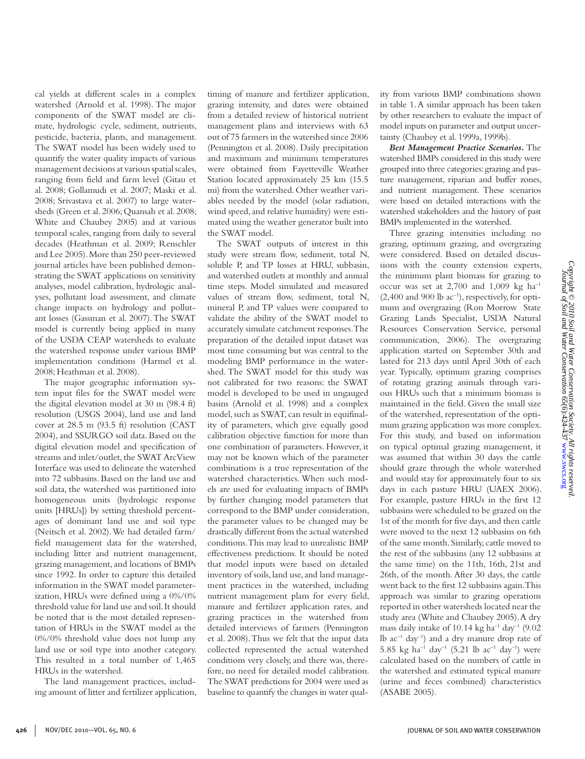cal yields at different scales in a complex watershed (Arnold et al. 1998). The major components of the SWAT model are climate, hydrologic cycle, sediment, nutrients, pesticide, bacteria, plants, and management. The SWAT model has been widely used to quantify the water quality impacts of various management decisions at various spatial scales, ranging from field and farm level (Gitau et al. 2008; Gollamudi et al. 2007; Maski et al. 2008; Srivastava et al. 2007) to large watersheds (Green et al. 2006; Quansah et al. 2008; White and Chaubey 2005) and at various temporal scales, ranging from daily to several decades (Heathman et al. 2009; Renschler and Lee 2005). More than 250 peer-reviewed journal articles have been published demonstrating the SWAT applications on sensitivity analyses, model calibration, hydrologic analyses, pollutant load assessment, and climate change impacts on hydrology and pollutant losses (Gassman et al. 2007). The SWAT model is currently being applied in many of the USDA CEAP watersheds to evaluate the watershed response under various BMP implementation conditions (Harmel et al. 2008; Heathman et al. 2008).

The major geographic information system input files for the SWAT model were the digital elevation model at 30 m (98.4 ft) resolution (USGS 2004), land use and land cover at 28.5 m (93.5 ft) resolution (CAST 2004), and SSURGO soil data. Based on the digital elevation model and specification of streams and inlet/outlet, the SWAT ArcView Interface was used to delineate the watershed into 72 subbasins. Based on the land use and soil data, the watershed was partitioned into homogeneous units (hydrologic response units [HRUs]) by setting threshold percentages of dominant land use and soil type (Neitsch et al. 2002). We had detailed farm/field management data for the watershed, including litter and nutrient management, grazing management, and locations of BMPs since 1992. In order to capture this detailed information in the SWAT model parameterization, HRUs were defined using a 0%/0% threshold value for land use and soil. It should be noted that is the most detailed representation of HRUs in the SWAT model as the 0%/0% threshold value does not lump any land use or soil type into another category. This resulted in a total number of 1,465 HRUs in the watershed.

The land management practices, including amount of litter and fertilizer application, timing of manure and fertilizer application, grazing intensity, and dates were obtained from a detailed review of historical nutrient management plans and interviews with 63 out of 75 farmers in the watershed since 2006 (Pennington et al. 2008). Daily precipitation and maximum and minimum temperatures were obtained from Fayetteville Weather Station located approximately 25 km (15.5 mi) from the watershed. Other weather variables needed by the model (solar radiation, wind speed, and relative humidity) were estimated using the weather generator built into the SWAT model.

The SWAT outputs of interest in this study were stream flow, sediment, total N, soluble P, and TP losses at HRU, subbasin, and watershed outlets at monthly and annual time steps. Model simulated and measured values of stream flow, sediment, total N, mineral P, and TP values were compared to validate the ability of the SWAT model to accurately simulate catchment responses. The preparation of the detailed input dataset was most time consuming but was central to the modeling BMP performance in the watershed. The SWAT model for this study was not calibrated for two reasons: the SWAT model is developed to be used in ungauged basins (Arnold et al. 1998) and a complex model, such as SWAT, can result in equifinality of parameters, which give equally good calibration objective function for more than one combination of parameters. However, it may not be known which of the parameter combinations is a true representation of the watershed characteristics. When such models are used for evaluating impacts of BMPs by further changing model parameters that correspond to the BMP under consideration, the parameter values to be changed may be drastically different from the actual watershed conditions. This may lead to unrealistic BMP effectiveness predictions. It should be noted that model inputs were based on detailed inventory of soils, land use, and land management practices in the watershed, including nutrient management plans for every field, manure and fertilizer application rates, and grazing practices in the watershed from detailed interviews of farmers (Pennington et al. 2008). Thus we felt that the input data collected represented the actual watershed conditions very closely, and there was, therefore, no need for detailed model calibration. The SWAT predictions for 2004 were used as baseline to quantify the changes in water quality from various BMP combinations shown in table 1. A similar approach has been taken by other researchers to evaluate the impact of model inputs on parameter and output uncertainty (Chaubey et al. 1999a, 1999b).

***Best Management Practice Scenarios.*** The watershed BMPs considered in this study were grouped into three categories: grazing and pasture management, riparian and buffer zones, and nutrient management. These scenarios were based on detailed interactions with the watershed stakeholders and the history of past BMPs implemented in the watershed.

Three grazing intensities including no grazing, optimum grazing, and overgrazing were considered. Based on detailed discussions with the county extension experts, the minimum plant biomass for grazing to occur was set at 2,700 and 1,009 kg ha$^{-1}$ (2,400 and 900 lb ac$^{-1}$), respectively, for optimum and overgrazing (Ron Morrow State Grazing Lands Specialist, USDA Natural Resources Conservation Service, personal communication, 2006). The overgrazing application started on September 30th and lasted for 213 days until April 30th of each year. Typically, optimum grazing comprises of rotating grazing animals through various HRUs such that a minimum biomass is maintained in the field. Given the small size of the watershed, representation of the optimum grazing application was more complex. For this study, and based on information on typical optimal grazing management, it was assumed that within 30 days the cattle should graze through the whole watershed and would stay for approximately four to six days in each pasture HRU (UAEX 2006). For example, pasture HRUs in the first 12 subbasins were scheduled to be grazed on the 1st of the month for five days, and then cattle were moved to the next 12 subbasins on 6th of the same month. Similarly, cattle moved to the rest of the subbasins (any 12 subbasins at the same time) on the 11th, 16th, 21st and 26th, of the month. After 30 days, the cattle went back to the first 12 subbasins again. This approach was similar to grazing operations reported in other watersheds located near the study area (White and Chaubey 2005). A dry mass daily intake of 10.14 kg ha$^{-1}$ day$^{-1}$ (9.02 lb ac$^{-1}$ day$^{-1}$) and a dry manure drop rate of 5.85 kg ha$^{-1}$ day$^{-1}$ (5.21 lb ac$^{-1}$ day$^{-1}$) were calculated based on the numbers of cattle in the watershed and estimated typical manure (urine and feces combined) characteristics (ASABE 2005).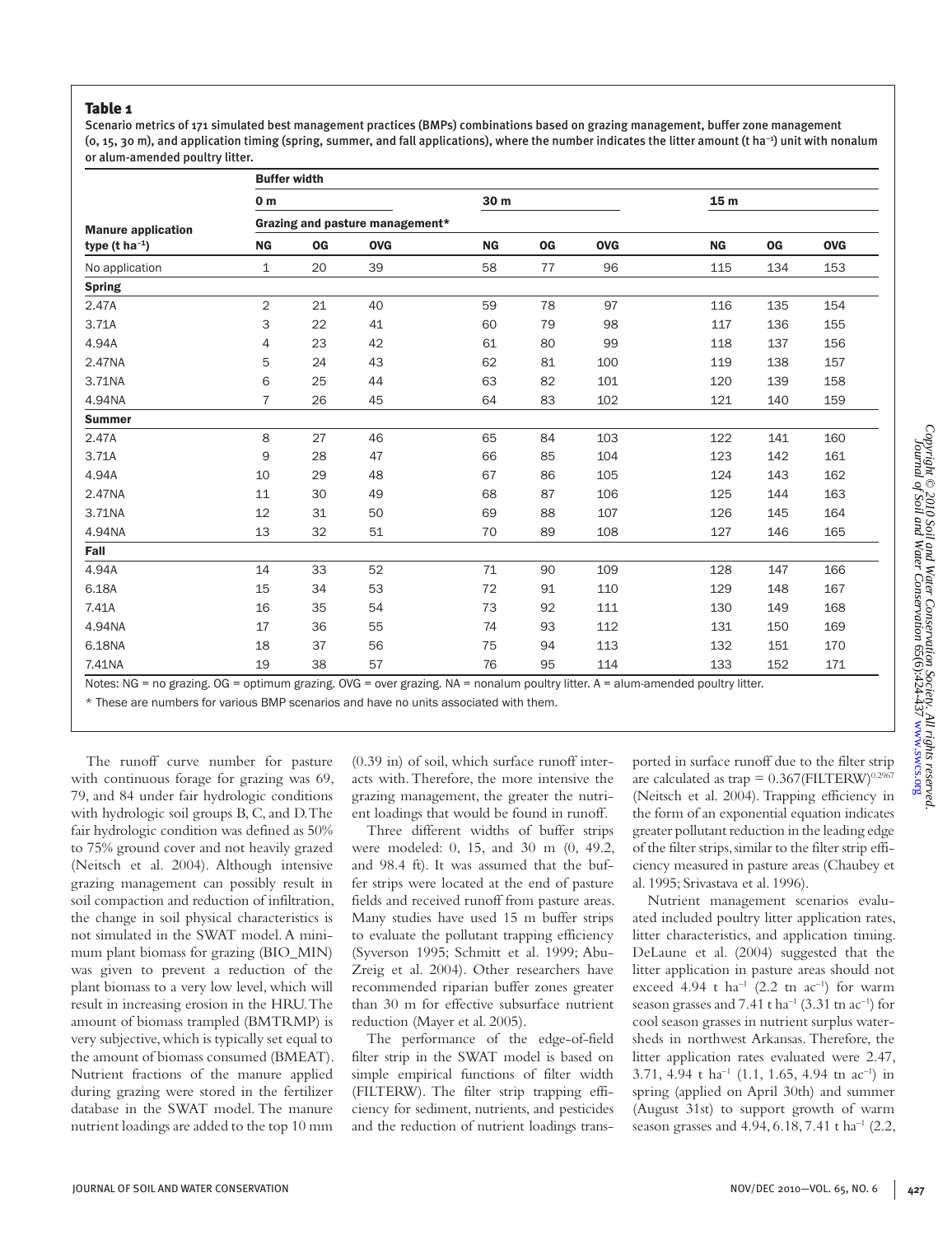**Table 1**

Scenario metrics of 171 simulated best management practices (BMPs) combinations based on grazing management, buffer zone management (0, 15, 30 m), and application timing (spring, summer, and fall applications), where the number indicates the litter amount (t ha$^{-1}$) unit with nonalum or alum-amended poultry litter.

| | Buffer width | | | | | | | | |
|---|---|---|---|---|---|---|---|---|---|
| | 0 m | | | 30 m | | | 15 m | | |
| | Grazing and pasture management* | | | | | | | | |
| Manure application type (t ha$^{-1}$) | NG | OG | OVG | NG | OG | OVG | NG | OG | OVG |
| No application | 1 | 20 | 39 | 58 | 77 | 96 | 115 | 134 | 153 |
| **Spring** | | | | | | | | | |
| 2.47A | 2 | 21 | 40 | 59 | 78 | 97 | 116 | 135 | 154 |
| 3.71A | 3 | 22 | 41 | 60 | 79 | 98 | 117 | 136 | 155 |
| 4.94A | 4 | 23 | 42 | 61 | 80 | 99 | 118 | 137 | 156 |
| 2.47NA | 5 | 24 | 43 | 62 | 81 | 100 | 119 | 138 | 157 |
| 3.71NA | 6 | 25 | 44 | 63 | 82 | 101 | 120 | 139 | 158 |
| 4.94NA | 7 | 26 | 45 | 64 | 83 | 102 | 121 | 140 | 159 |
| **Summer** | | | | | | | | | |
| 2.47A | 8 | 27 | 46 | 65 | 84 | 103 | 122 | 141 | 160 |
| 3.71A | 9 | 28 | 47 | 66 | 85 | 104 | 123 | 142 | 161 |
| 4.94A | 10 | 29 | 48 | 67 | 86 | 105 | 124 | 143 | 162 |
| 2.47NA | 11 | 30 | 49 | 68 | 87 | 106 | 125 | 144 | 163 |
| 3.71NA | 12 | 31 | 50 | 69 | 88 | 107 | 126 | 145 | 164 |
| 4.94NA | 13 | 32 | 51 | 70 | 89 | 108 | 127 | 146 | 165 |
| **Fall** | | | | | | | | | |
| 4.94A | 14 | 33 | 52 | 71 | 90 | 109 | 128 | 147 | 166 |
| 6.18A | 15 | 34 | 53 | 72 | 91 | 110 | 129 | 148 | 167 |
| 7.41A | 16 | 35 | 54 | 73 | 92 | 111 | 130 | 149 | 168 |
| 4.94NA | 17 | 36 | 55 | 74 | 93 | 112 | 131 | 150 | 169 |
| 6.18NA | 18 | 37 | 56 | 75 | 94 | 113 | 132 | 151 | 170 |
| 7.41NA | 19 | 38 | 57 | 76 | 95 | 114 | 133 | 152 | 171 |

Notes: NG = no grazing. OG = optimum grazing. OVG = over grazing. NA = nonalum poultry litter. A = alum-amended poultry litter.

* These are numbers for various BMP scenarios and have no units associated with them.

The runoff curve number for pasture with continuous forage for grazing was 69, 79, and 84 under fair hydrologic conditions with hydrologic soil groups B, C, and D. The fair hydrologic condition was defined as 50% to 75% ground cover and not heavily grazed (Neitsch et al. 2004). Although intensive grazing management can possibly result in soil compaction and reduction of infiltration, the change in soil physical characteristics is not simulated in the SWAT model. A minimum plant biomass for grazing (BIO_MIN) was given to prevent a reduction of the plant biomass to a very low level, which will result in increasing erosion in the HRU. The amount of biomass trampled (BMTRMP) is very subjective, which is typically set equal to the amount of biomass consumed (BMEAT). Nutrient fractions of the manure applied during grazing were stored in the fertilizer database in the SWAT model. The manure nutrient loadings are added to the top 10 mm (0.39 in) of soil, which surface runoff interacts with. Therefore, the more intensive the grazing management, the greater the nutrient loadings that would be found in runoff.

Three different widths of buffer strips were modeled: 0, 15, and 30 m (0, 49.2, and 98.4 ft). It was assumed that the buffer strips were located at the end of pasture fields and received runoff from pasture areas. Many studies have used 15 m buffer strips to evaluate the pollutant trapping efficiency (Syverson 1995; Schmitt et al. 1999; Abu-Zreig et al. 2004). Other researchers have recommended riparian buffer zones greater than 30 m for effective subsurface nutrient reduction (Mayer et al. 2005).

The performance of the edge-of-field filter strip in the SWAT model is based on simple empirical functions of filter width (FILTERW). The filter strip trapping efficiency for sediment, nutrients, and pesticides and the reduction of nutrient loadings transported in surface runoff due to the filter strip are calculated as trap = $0.367(\text{FILTERW})^{0.2967}$ (Neitsch et al. 2004). Trapping efficiency in the form of an exponential equation indicates greater pollutant reduction in the leading edge of the filter strips, similar to the filter strip efficiency measured in pasture areas (Chaubey et al. 1995; Srivastava et al. 1996).

Nutrient management scenarios evaluated included poultry litter application rates, litter characteristics, and application timing. DeLaune et al. (2004) suggested that the litter application in pasture areas should not exceed 4.94 t ha$^{-1}$ (2.2 tn ac$^{-1}$) for warm season grasses and 7.41 t ha$^{-1}$ (3.31 tn ac$^{-1}$) for cool season grasses in nutrient surplus watersheds in northwest Arkansas. Therefore, the litter application rates evaluated were 2.47, 3.71, 4.94 t ha$^{-1}$ (1.1, 1.65, 4.94 tn ac$^{-1}$) in spring (applied on April 30th) and summer (August 31st) to support growth of warm season grasses and 4.94, 6.18, 7.41 t ha$^{-1}$ (2.2,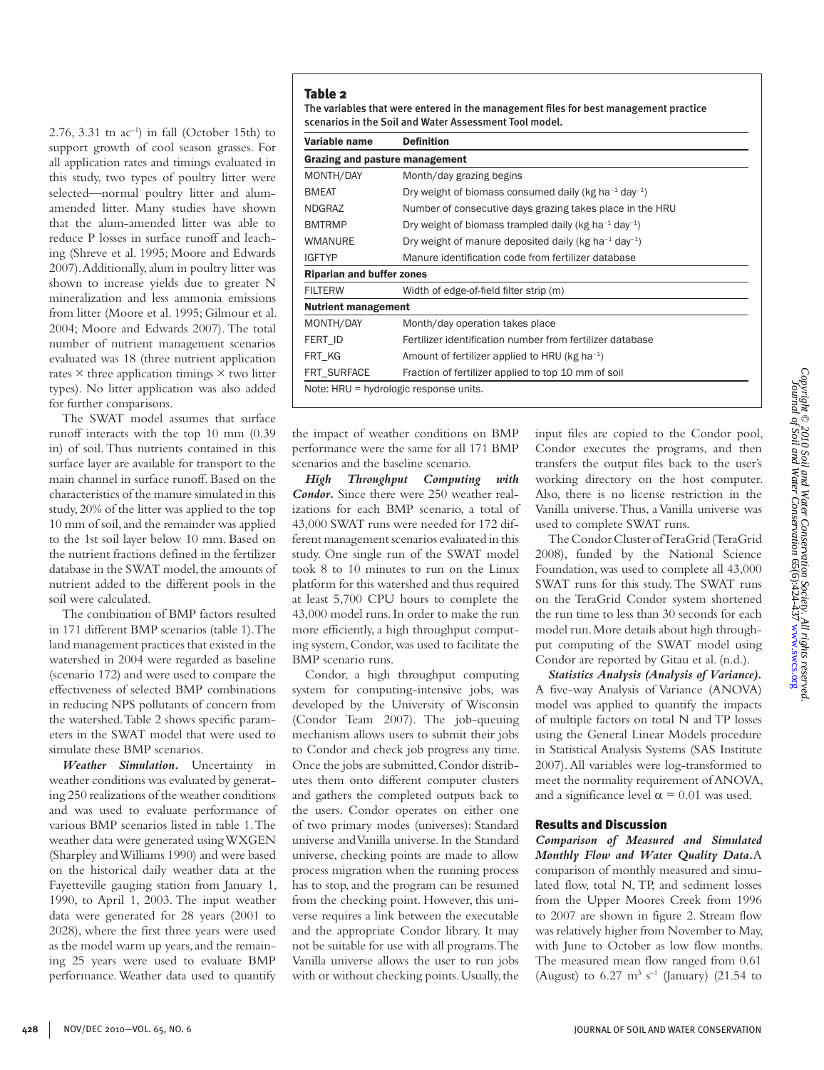2.76, 3.31 tn ac$^{-1}$) in fall (October 15th) to support growth of cool season grasses. For all application rates and timings evaluated in this study, two types of poultry litter were selected—normal poultry litter and alum-amended litter. Many studies have shown that the alum-amended litter was able to reduce P losses in surface runoff and leaching (Shreve et al. 1995; Moore and Edwards 2007). Additionally, alum in poultry litter was shown to increase yields due to greater N mineralization and less ammonia emissions from litter (Moore et al. 1995; Gilmour et al. 2004; Moore and Edwards 2007). The total number of nutrient management scenarios evaluated was 18 (three nutrient application rates × three application timings × two litter types). No litter application was also added for further comparisons.

The SWAT model assumes that surface runoff interacts with the top 10 mm (0.39 in) of soil. Thus nutrients contained in this surface layer are available for transport to the main channel in surface runoff. Based on the characteristics of the manure simulated in this study, 20% of the litter was applied to the top 10 mm of soil, and the remainder was applied to the 1st soil layer below 10 mm. Based on the nutrient fractions defined in the fertilizer database in the SWAT model, the amounts of nutrient added to the different pools in the soil were calculated.

The combination of BMP factors resulted in 171 different BMP scenarios (table 1). The land management practices that existed in the watershed in 2004 were regarded as baseline (scenario 172) and were used to compare the effectiveness of selected BMP combinations in reducing NPS pollutants of concern from the watershed. Table 2 shows specific parameters in the SWAT model that were used to simulate these BMP scenarios.

**Table 2**

The variables that were entered in the management files for best management practice scenarios in the Soil and Water Assessment Tool model.

| Variable name | Definition |
|---|---|
| **Grazing and pasture management** | |
| MONTH/DAY | Month/day grazing begins |
| BMEAT | Dry weight of biomass consumed daily (kg ha$^{-1}$ day$^{-1}$) |
| NDGRAZ | Number of consecutive days grazing takes place in the HRU |
| BMTRMP | Dry weight of biomass trampled daily (kg ha$^{-1}$ day$^{-1}$) |
| WMANURE | Dry weight of manure deposited daily (kg ha$^{-1}$ day$^{-1}$) |
| IGFTYP | Manure identification code from fertilizer database |
| **Riparian and buffer zones** | |
| FILTERW | Width of edge-of-field filter strip (m) |
| **Nutrient management** | |
| MONTH/DAY | Month/day operation takes place |
| FERT_ID | Fertilizer identification number from fertilizer database |
| FRT_KG | Amount of fertilizer applied to HRU (kg ha$^{-1}$) |
| FRT_SURFACE | Fraction of fertilizer applied to top 10 mm of soil |

Note: HRU = hydrologic response units.

***Weather Simulation.*** Uncertainty in weather conditions was evaluated by generating 250 realizations of the weather conditions and was used to evaluate performance of various BMP scenarios listed in table 1. The weather data were generated using WXGEN (Sharpley and Williams 1990) and were based on the historical daily weather data at the Fayetteville gauging station from January 1, 1990, to April 1, 2003. The input weather data were generated for 28 years (2001 to 2028), where the first three years were used as the model warm up years, and the remaining 25 years were used to evaluate BMP performance. Weather data used to quantify the impact of weather conditions on BMP performance were the same for all 171 BMP scenarios and the baseline scenario.

***High Throughput Computing with Condor.*** Since there were 250 weather realizations for each BMP scenario, a total of 43,000 SWAT runs were needed for 172 different management scenarios evaluated in this study. One single run of the SWAT model took 8 to 10 minutes to run on the Linux platform for this watershed and thus required at least 5,700 CPU hours to complete the 43,000 model runs. In order to make the run more efficiently, a high throughput computing system, Condor, was used to facilitate the BMP scenario runs.

Condor, a high throughput computing system for computing-intensive jobs, was developed by the University of Wisconsin (Condor Team 2007). The job-queuing mechanism allows users to submit their jobs to Condor and check job progress any time. Once the jobs are submitted, Condor distributes them onto different computer clusters and gathers the completed outputs back to the users. Condor operates on either one of two primary modes (universes): Standard universe and Vanilla universe. In the Standard universe, checking points are made to allow process migration when the running process has to stop, and the program can be resumed from the checking point. However, this universe requires a link between the executable and the appropriate Condor library. It may not be suitable for use with all programs. The Vanilla universe allows the user to run jobs with or without checking points. Usually, the input files are copied to the Condor pool, Condor executes the programs, and then transfers the output files back to the user's working directory on the host computer. Also, there is no license restriction in the Vanilla universe. Thus, a Vanilla universe was used to complete SWAT runs.

The Condor Cluster of TeraGrid (TeraGrid 2008), funded by the National Science Foundation, was used to complete all 43,000 SWAT runs for this study. The SWAT runs on the TeraGrid Condor system shortened the run time to less than 30 seconds for each model run. More details about high throughput computing of the SWAT model using Condor are reported by Gitau et al. (n.d.).

***Statistics Analysis (Analysis of Variance).*** A five-way Analysis of Variance (ANOVA) model was applied to quantify the impacts of multiple factors on total N and TP losses using the General Linear Models procedure in Statistical Analysis Systems (SAS Institute 2007). All variables were log-transformed to meet the normality requirement of ANOVA, and a significance level $\alpha = 0.01$ was used.

## Results and Discussion

***Comparison of Measured and Simulated Monthly Flow and Water Quality Data.*** A comparison of monthly measured and simulated flow, total N, TP, and sediment losses from the Upper Moores Creek from 1996 to 2007 are shown in figure 2. Stream flow was relatively higher from November to May, with June to October as low flow months. The measured mean flow ranged from 0.61 (August) to 6.27 m$^3$ s$^{-1}$ (January) (21.54 to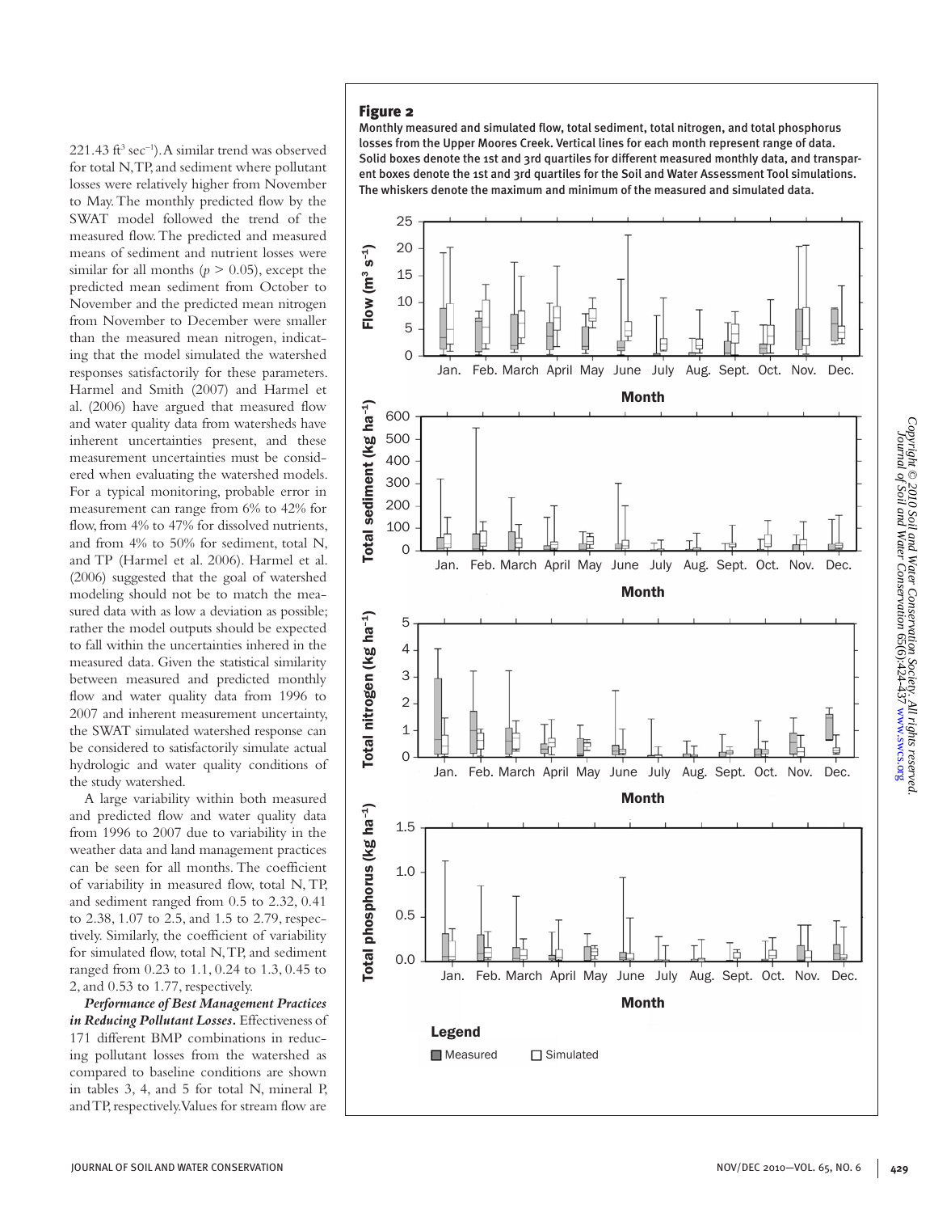221.43 $ft^3 sec^{-1}$). A similar trend was observed for total N, TP, and sediment where pollutant losses were relatively higher from November to May. The monthly predicted flow by the SWAT model followed the trend of the measured flow. The predicted and measured means of sediment and nutrient losses were similar for all months ($p > 0.05$), except the predicted mean sediment from October to November and the predicted mean nitrogen from November to December were smaller than the measured mean nitrogen, indicating that the model simulated the watershed responses satisfactorily for these parameters. Harmel and Smith (2007) and Harmel et al. (2006) have argued that measured flow and water quality data from watersheds have inherent uncertainties present, and these measurement uncertainties must be considered when evaluating the watershed models. For a typical monitoring, probable error in measurement can range from 6% to 42% for flow, from 4% to 47% for dissolved nutrients, and from 4% to 50% for sediment, total N, and TP (Harmel et al. 2006). Harmel et al. (2006) suggested that the goal of watershed modeling should not be to match the measured data with as low a deviation as possible; rather the model outputs should be expected to fall within the uncertainties inhered in the measured data. Given the statistical similarity between measured and predicted monthly flow and water quality data from 1996 to 2007 and inherent measurement uncertainty, the SWAT simulated watershed response can be considered to satisfactorily simulate actual hydrologic and water quality conditions of the study watershed.

A large variability within both measured and predicted flow and water quality data from 1996 to 2007 due to variability in the weather data and land management practices can be seen for all months. The coefficient of variability in measured flow, total N, TP, and sediment ranged from 0.5 to 2.32, 0.41 to 2.38, 1.07 to 2.5, and 1.5 to 2.79, respectively. Similarly, the coefficient of variability for simulated flow, total N, TP, and sediment ranged from 0.23 to 1.1, 0.24 to 1.3, 0.45 to 2, and 0.53 to 1.77, respectively.

***Performance of Best Management Practices in Reducing Pollutant Losses.*** Effectiveness of 171 different BMP combinations in reducing pollutant losses from the watershed as compared to baseline conditions are shown in tables 3, 4, and 5 for total N, mineral P, and TP, respectively. Values for stream flow are

**Figure 2**

Monthly measured and simulated flow, total sediment, total nitrogen, and total phosphorus losses from the Upper Moores Creek. Vertical lines for each month represent range of data. Solid boxes denote the 1st and 3rd quartiles for different measured monthly data, and transparent boxes denote the 1st and 3rd quartiles for the Soil and Water Assessment Tool simulations. The whiskers denote the maximum and minimum of the measured and simulated data.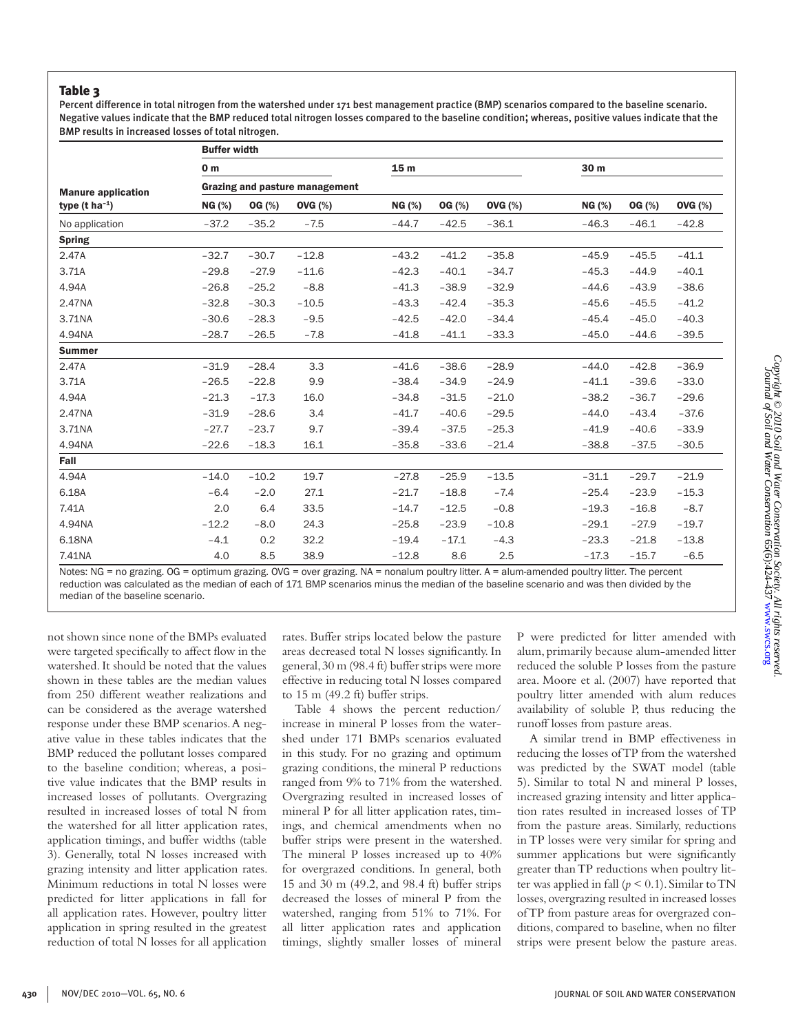## Table 3

Percent difference in total nitrogen from the watershed under 171 best management practice (BMP) scenarios compared to the baseline scenario. Negative values indicate that the BMP reduced total nitrogen losses compared to the baseline condition; whereas, positive values indicate that the BMP results in increased losses of total nitrogen.

| | Buffer width | | | | | | | | |
|---|---|---|---|---|---|---|---|---|---|
| | 0 m | | | 15 m | | | 30 m | | |
| | Grazing and pasture management | | | | | | | | |
| Manure application type (t $ha^{-1}$) | NG (%) | OG (%) | OVG (%) | NG (%) | OG (%) | OVG (%) | NG (%) | OG (%) | OVG (%) |
| No application | −37.2 | −35.2 | −7.5 | −44.7 | −42.5 | −36.1 | −46.3 | −46.1 | −42.8 |
| **Spring** | | | | | | | | | |
| 2.47A | −32.7 | −30.7 | −12.8 | −43.2 | −41.2 | −35.8 | −45.9 | −45.5 | −41.1 |
| 3.71A | −29.8 | −27.9 | −11.6 | −42.3 | −40.1 | −34.7 | −45.3 | −44.9 | −40.1 |
| 4.94A | −26.8 | −25.2 | −8.8 | −41.3 | −38.9 | −32.9 | −44.6 | −43.9 | −38.6 |
| 2.47NA | −32.8 | −30.3 | −10.5 | −43.3 | −42.4 | −35.3 | −45.6 | −45.5 | −41.2 |
| 3.71NA | −30.6 | −28.3 | −9.5 | −42.5 | −42.0 | −34.4 | −45.4 | −45.0 | −40.3 |
| 4.94NA | −28.7 | −26.5 | −7.8 | −41.8 | −41.1 | −33.3 | −45.0 | −44.6 | −39.5 |
| **Summer** | | | | | | | | | |
| 2.47A | −31.9 | −28.4 | 3.3 | −41.6 | −38.6 | −28.9 | −44.0 | −42.8 | −36.9 |
| 3.71A | −26.5 | −22.8 | 9.9 | −38.4 | −34.9 | −24.9 | −41.1 | −39.6 | −33.0 |
| 4.94A | −21.3 | −17.3 | 16.0 | −34.8 | −31.5 | −21.0 | −38.2 | −36.7 | −29.6 |
| 2.47NA | −31.9 | −28.6 | 3.4 | −41.7 | −40.6 | −29.5 | −44.0 | −43.4 | −37.6 |
| 3.71NA | −27.7 | −23.7 | 9.7 | −39.4 | −37.5 | −25.3 | −41.9 | −40.6 | −33.9 |
| 4.94NA | −22.6 | −18.3 | 16.1 | −35.8 | −33.6 | −21.4 | −38.8 | −37.5 | −30.5 |
| **Fall** | | | | | | | | | |
| 4.94A | −14.0 | −10.2 | 19.7 | −27.8 | −25.9 | −13.5 | −31.1 | −29.7 | −21.9 |
| 6.18A | −6.4 | −2.0 | 27.1 | −21.7 | −18.8 | −7.4 | −25.4 | −23.9 | −15.3 |
| 7.41A | 2.0 | 6.4 | 33.5 | −14.7 | −12.5 | −0.8 | −19.3 | −16.8 | −8.7 |
| 4.94NA | −12.2 | −8.0 | 24.3 | −25.8 | −23.9 | −10.8 | −29.1 | −27.9 | −19.7 |
| 6.18NA | −4.1 | 0.2 | 32.2 | −19.4 | −17.1 | −4.3 | −23.3 | −21.8 | −13.8 |
| 7.41NA | 4.0 | 8.5 | 38.9 | −12.8 | 8.6 | 2.5 | −17.3 | −15.7 | −6.5 |

Notes: NG = no grazing. OG = optimum grazing. OVG = over grazing. NA = nonalum poultry litter. A = alum-amended poultry litter. The percent reduction was calculated as the median of each of 171 BMP scenarios minus the median of the baseline scenario and was then divided by the median of the baseline scenario.

not shown since none of the BMPs evaluated were targeted specifically to affect flow in the watershed. It should be noted that the values shown in these tables are the median values from 250 different weather realizations and can be considered as the average watershed response under these BMP scenarios. A negative value in these tables indicates that the BMP reduced the pollutant losses compared to the baseline condition; whereas, a positive value indicates that the BMP results in increased losses of pollutants. Overgrazing resulted in increased losses of total N from the watershed for all litter application rates, application timings, and buffer widths (table 3). Generally, total N losses increased with grazing intensity and litter application rates. Minimum reductions in total N losses were predicted for litter applications in fall for all application rates. However, poultry litter application in spring resulted in the greatest reduction of total N losses for all application rates. Buffer strips located below the pasture areas decreased total N losses significantly. In general, 30 m (98.4 ft) buffer strips were more effective in reducing total N losses compared to 15 m (49.2 ft) buffer strips.

Table 4 shows the percent reduction/increase in mineral P losses from the watershed under 171 BMPs scenarios evaluated in this study. For no grazing and optimum grazing conditions, the mineral P reductions ranged from 9% to 71% from the watershed. Overgrazing resulted in increased losses of mineral P for all litter application rates, timings, and chemical amendments when no buffer strips were present in the watershed. The mineral P losses increased up to 40% for overgrazed conditions. In general, both 15 and 30 m (49.2, and 98.4 ft) buffer strips decreased the losses of mineral P from the watershed, ranging from 51% to 71%. For all litter application rates and application timings, slightly smaller losses of mineral P were predicted for litter amended with alum, primarily because alum-amended litter reduced the soluble P losses from the pasture area. Moore et al. (2007) have reported that poultry litter amended with alum reduces availability of soluble P, thus reducing the runoff losses from pasture areas.

A similar trend in BMP effectiveness in reducing the losses of TP from the watershed was predicted by the SWAT model (table 5). Similar to total N and mineral P losses, increased grazing intensity and litter application rates resulted in increased losses of TP from the pasture areas. Similarly, reductions in TP losses were very similar for spring and summer applications but were significantly greater than TP reductions when poultry litter was applied in fall ($p < 0.1$). Similar to TN losses, overgrazing resulted in increased losses of TP from pasture areas for overgrazed conditions, compared to baseline, when no filter strips were present below the pasture areas.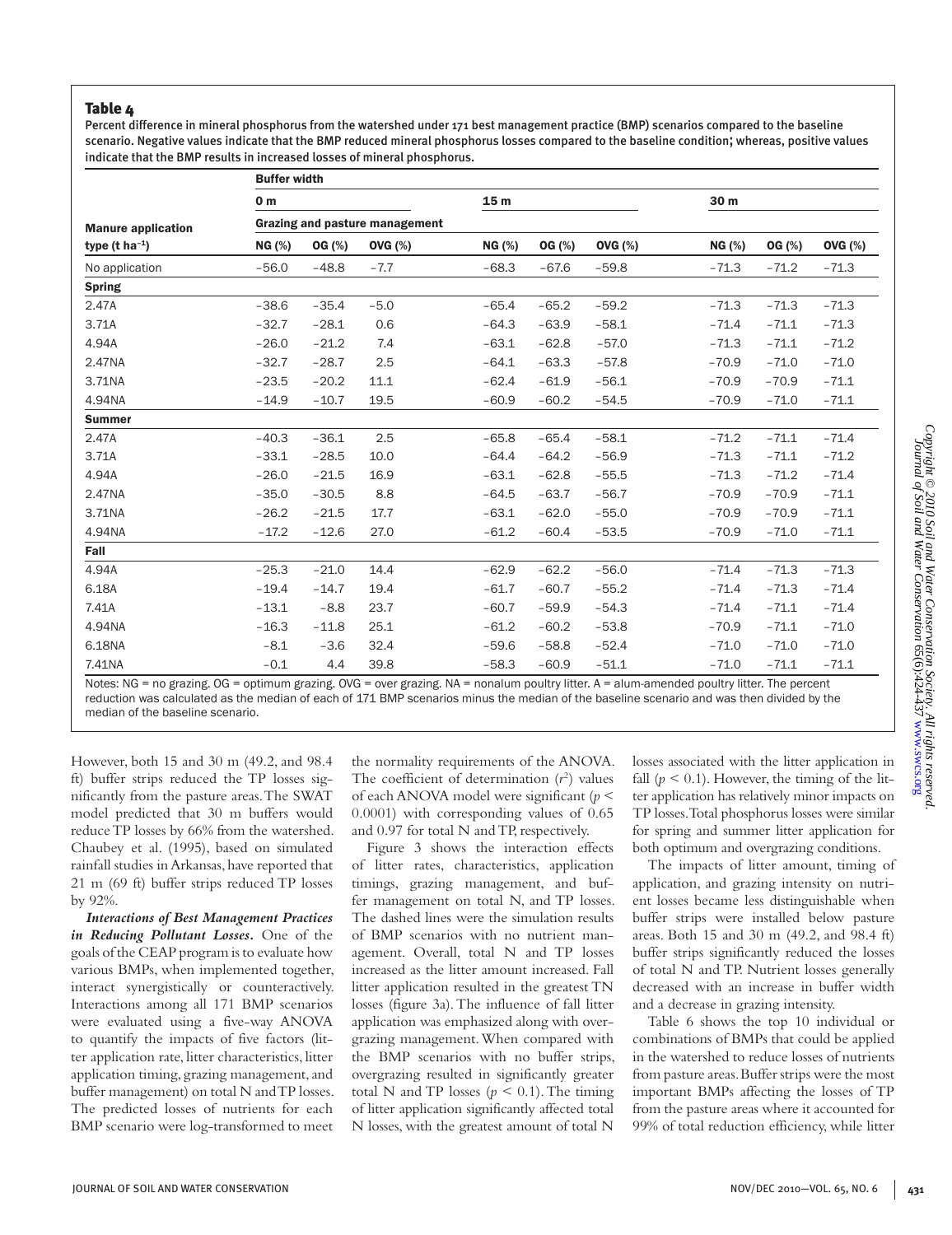**Table 4**

Percent difference in mineral phosphorus from the watershed under 171 best management practice (BMP) scenarios compared to the baseline scenario. Negative values indicate that the BMP reduced mineral phosphorus losses compared to the baseline condition; whereas, positive values indicate that the BMP results in increased losses of mineral phosphorus.

| | Buffer width | | | | | | | | |
|---|---|---|---|---|---|---|---|---|---|
| | 0 m | | | 15 m | | | 30 m | | |
| Manure application | Grazing and pasture management | | | | | | | | |
| type (t ha$^{-1}$) | NG (%) | OG (%) | OVG (%) | NG (%) | OG (%) | OVG (%) | NG (%) | OG (%) | OVG (%) |
| No application | −56.0 | −48.8 | −7.7 | −68.3 | −67.6 | −59.8 | −71.3 | −71.2 | −71.3 |
| **Spring** | | | | | | | | | |
| 2.47A | −38.6 | −35.4 | −5.0 | −65.4 | −65.2 | −59.2 | −71.3 | −71.3 | −71.3 |
| 3.71A | −32.7 | −28.1 | 0.6 | −64.3 | −63.9 | −58.1 | −71.4 | −71.1 | −71.3 |
| 4.94A | −26.0 | −21.2 | 7.4 | −63.1 | −62.8 | −57.0 | −71.3 | −71.1 | −71.2 |
| 2.47NA | −32.7 | −28.7 | 2.5 | −64.1 | −63.3 | −57.8 | −70.9 | −71.0 | −71.0 |
| 3.71NA | −23.5 | −20.2 | 11.1 | −62.4 | −61.9 | −56.1 | −70.9 | −70.9 | −71.1 |
| 4.94NA | −14.9 | −10.7 | 19.5 | −60.9 | −60.2 | −54.5 | −70.9 | −71.0 | −71.1 |
| **Summer** | | | | | | | | | |
| 2.47A | −40.3 | −36.1 | 2.5 | −65.8 | −65.4 | −58.1 | −71.2 | −71.1 | −71.4 |
| 3.71A | −33.1 | −28.5 | 10.0 | −64.4 | −64.2 | −56.9 | −71.3 | −71.1 | −71.2 |
| 4.94A | −26.0 | −21.5 | 16.9 | −63.1 | −62.8 | −55.5 | −71.3 | −71.2 | −71.4 |
| 2.47NA | −35.0 | −30.5 | 8.8 | −64.5 | −63.7 | −56.7 | −70.9 | −70.9 | −71.1 |
| 3.71NA | −26.2 | −21.5 | 17.7 | −63.1 | −62.0 | −55.0 | −70.9 | −70.9 | −71.1 |
| 4.94NA | −17.2 | −12.6 | 27.0 | −61.2 | −60.4 | −53.5 | −70.9 | −71.0 | −71.1 |
| **Fall** | | | | | | | | | |
| 4.94A | −25.3 | −21.0 | 14.4 | −62.9 | −62.2 | −56.0 | −71.4 | −71.3 | −71.3 |
| 6.18A | −19.4 | −14.7 | 19.4 | −61.7 | −60.7 | −55.2 | −71.4 | −71.3 | −71.4 |
| 7.41A | −13.1 | −8.8 | 23.7 | −60.7 | −59.9 | −54.3 | −71.4 | −71.1 | −71.4 |
| 4.94NA | −16.3 | −11.8 | 25.1 | −61.2 | −60.2 | −53.8 | −70.9 | −71.1 | −71.0 |
| 6.18NA | −8.1 | −3.6 | 32.4 | −59.6 | −58.8 | −52.4 | −71.0 | −71.0 | −71.0 |
| 7.41NA | −0.1 | 4.4 | 39.8 | −58.3 | −60.9 | −51.1 | −71.0 | −71.1 | −71.1 |

Notes: NG = no grazing. OG = optimum grazing. OVG = over grazing. NA = nonalum poultry litter. A = alum-amended poultry litter. The percent reduction was calculated as the median of each of 171 BMP scenarios minus the median of the baseline scenario and was then divided by the median of the baseline scenario.

However, both 15 and 30 m (49.2, and 98.4 ft) buffer strips reduced the TP losses significantly from the pasture areas. The SWAT model predicted that 30 m buffers would reduce TP losses by 66% from the watershed. Chaubey et al. (1995), based on simulated rainfall studies in Arkansas, have reported that 21 m (69 ft) buffer strips reduced TP losses by 92%.

***Interactions of Best Management Practices in Reducing Pollutant Losses.*** One of the goals of the CEAP program is to evaluate how various BMPs, when implemented together, interact synergistically or counteractively. Interactions among all 171 BMP scenarios were evaluated using a five-way ANOVA to quantify the impacts of five factors (litter application rate, litter characteristics, litter application timing, grazing management, and buffer management) on total N and TP losses. The predicted losses of nutrients for each BMP scenario were log-transformed to meet the normality requirements of the ANOVA. The coefficient of determination ($r^2$) values of each ANOVA model were significant ($p < 0.0001$) with corresponding values of 0.65 and 0.97 for total N and TP, respectively.

Figure 3 shows the interaction effects of litter rates, characteristics, application timings, grazing management, and buffer management on total N, and TP losses. The dashed lines were the simulation results of BMP scenarios with no nutrient management. Overall, total N and TP losses increased as the litter amount increased. Fall litter application resulted in the greatest TN losses (figure 3a). The influence of fall litter application was emphasized along with overgrazing management. When compared with the BMP scenarios with no buffer strips, overgrazing resulted in significantly greater total N and TP losses ($p < 0.1$). The timing of litter application significantly affected total N losses, with the greatest amount of total N losses associated with the litter application in fall ($p < 0.1$). However, the timing of the litter application has relatively minor impacts on TP losses. Total phosphorus losses were similar for spring and summer litter application for both optimum and overgrazing conditions.

The impacts of litter amount, timing of application, and grazing intensity on nutrient losses became less distinguishable when buffer strips were installed below pasture areas. Both 15 and 30 m (49.2, and 98.4 ft) buffer strips significantly reduced the losses of total N and TP. Nutrient losses generally decreased with an increase in buffer width and a decrease in grazing intensity.

Table 6 shows the top 10 individual or combinations of BMPs that could be applied in the watershed to reduce losses of nutrients from pasture areas. Buffer strips were the most important BMPs affecting the losses of TP from the pasture areas where it accounted for 99% of total reduction efficiency, while litter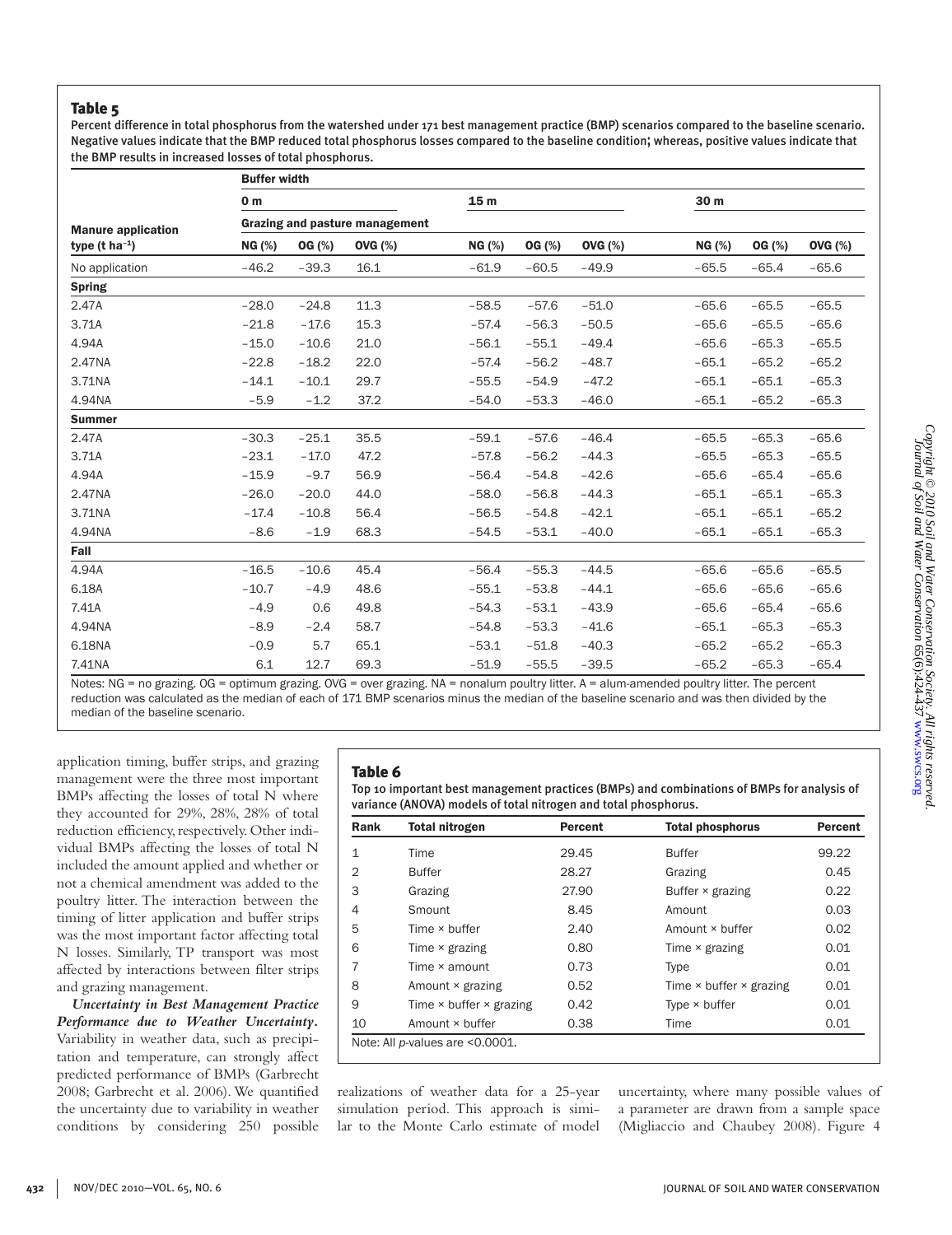**Table 5**

Percent difference in total phosphorus from the watershed under 171 best management practice (BMP) scenarios compared to the baseline scenario. Negative values indicate that the BMP reduced total phosphorus losses compared to the baseline condition; whereas, positive values indicate that the BMP results in increased losses of total phosphorus.

| | Buffer width | | | | | | | | |
|---|---|---|---|---|---|---|---|---|---|
| | 0 m | | | 15 m | | | 30 m | | |
| | Grazing and pasture management | | | | | | | | |
| Manure application type (t ha$^{-1}$) | NG (%) | OG (%) | OVG (%) | NG (%) | OG (%) | OVG (%) | NG (%) | OG (%) | OVG (%) |
| No application | −46.2 | −39.3 | 16.1 | −61.9 | −60.5 | −49.9 | −65.5 | −65.4 | −65.6 |
| **Spring** | | | | | | | | | |
| 2.47A | −28.0 | −24.8 | 11.3 | −58.5 | −57.6 | −51.0 | −65.6 | −65.5 | −65.5 |
| 3.71A | −21.8 | −17.6 | 15.3 | −57.4 | −56.3 | −50.5 | −65.6 | −65.5 | −65.6 |
| 4.94A | −15.0 | −10.6 | 21.0 | −56.1 | −55.1 | −49.4 | −65.6 | −65.3 | −65.5 |
| 2.47NA | −22.8 | −18.2 | 22.0 | −57.4 | −56.2 | −48.7 | −65.1 | −65.2 | −65.2 |
| 3.71NA | −14.1 | −10.1 | 29.7 | −55.5 | −54.9 | −47.2 | −65.1 | −65.1 | −65.3 |
| 4.94NA | −5.9 | −1.2 | 37.2 | −54.0 | −53.3 | −46.0 | −65.1 | −65.2 | −65.3 |
| **Summer** | | | | | | | | | |
| 2.47A | −30.3 | −25.1 | 35.5 | −59.1 | −57.6 | −46.4 | −65.5 | −65.3 | −65.6 |
| 3.71A | −23.1 | −17.0 | 47.2 | −57.8 | −56.2 | −44.3 | −65.5 | −65.3 | −65.5 |
| 4.94A | −15.9 | −9.7 | 56.9 | −56.4 | −54.8 | −42.6 | −65.6 | −65.4 | −65.6 |
| 2.47NA | −26.0 | −20.0 | 44.0 | −58.0 | −56.8 | −44.3 | −65.1 | −65.1 | −65.3 |
| 3.71NA | −17.4 | −10.8 | 56.4 | −56.5 | −54.8 | −42.1 | −65.1 | −65.1 | −65.2 |
| 4.94NA | −8.6 | −1.9 | 68.3 | −54.5 | −53.1 | −40.0 | −65.1 | −65.1 | −65.3 |
| **Fall** | | | | | | | | | |
| 4.94A | −16.5 | −10.6 | 45.4 | −56.4 | −55.3 | −44.5 | −65.6 | −65.6 | −65.5 |
| 6.18A | −10.7 | −4.9 | 48.6 | −55.1 | −53.8 | −44.1 | −65.6 | −65.6 | −65.6 |
| 7.41A | −4.9 | 0.6 | 49.8 | −54.3 | −53.1 | −43.9 | −65.6 | −65.4 | −65.6 |
| 4.94NA | −8.9 | −2.4 | 58.7 | −54.8 | −53.3 | −41.6 | −65.1 | −65.3 | −65.3 |
| 6.18NA | −0.9 | 5.7 | 65.1 | −53.1 | −51.8 | −40.3 | −65.2 | −65.2 | −65.3 |
| 7.41NA | 6.1 | 12.7 | 69.3 | −51.9 | −55.5 | −39.5 | −65.2 | −65.3 | −65.4 |

Notes: NG = no grazing. OG = optimum grazing. OVG = over grazing. NA = nonalum poultry litter. A = alum-amended poultry litter. The percent reduction was calculated as the median of each of 171 BMP scenarios minus the median of the baseline scenario and was then divided by the median of the baseline scenario.

application timing, buffer strips, and grazing management were the three most important BMPs affecting the losses of total N where they accounted for 29%, 28%, 28% of total reduction efficiency, respectively. Other individual BMPs affecting the losses of total N included the amount applied and whether or not a chemical amendment was added to the poultry litter. The interaction between the timing of litter application and buffer strips was the most important factor affecting total N losses. Similarly, TP transport was most affected by interactions between filter strips and grazing management.

**Table 6**

Top 10 important best management practices (BMPs) and combinations of BMPs for analysis of variance (ANOVA) models of total nitrogen and total phosphorus.

| Rank | Total nitrogen | Percent | Total phosphorus | Percent |
|---|---|---|---|---|
| 1 | Time | 29.45 | Buffer | 99.22 |
| 2 | Buffer | 28.27 | Grazing | 0.45 |
| 3 | Grazing | 27.90 | Buffer × grazing | 0.22 |
| 4 | Smount | 8.45 | Amount | 0.03 |
| 5 | Time × buffer | 2.40 | Amount × buffer | 0.02 |
| 6 | Time × grazing | 0.80 | Time × grazing | 0.01 |
| 7 | Time × amount | 0.73 | Type | 0.01 |
| 8 | Amount × grazing | 0.52 | Time × buffer × grazing | 0.01 |
| 9 | Time × buffer × grazing | 0.42 | Type × buffer | 0.01 |
| 10 | Amount × buffer | 0.38 | Time | 0.01 |

Note: All *p*-values are <0.0001.

***Uncertainty in Best Management Practice Performance due to Weather Uncertainty.*** Variability in weather data, such as precipitation and temperature, can strongly affect predicted performance of BMPs (Garbrecht 2008; Garbrecht et al. 2006). We quantified the uncertainty due to variability in weather conditions by considering 250 possible realizations of weather data for a 25-year simulation period. This approach is similar to the Monte Carlo estimate of model uncertainty, where many possible values of a parameter are drawn from a sample space (Migliaccio and Chaubey 2008). Figure 4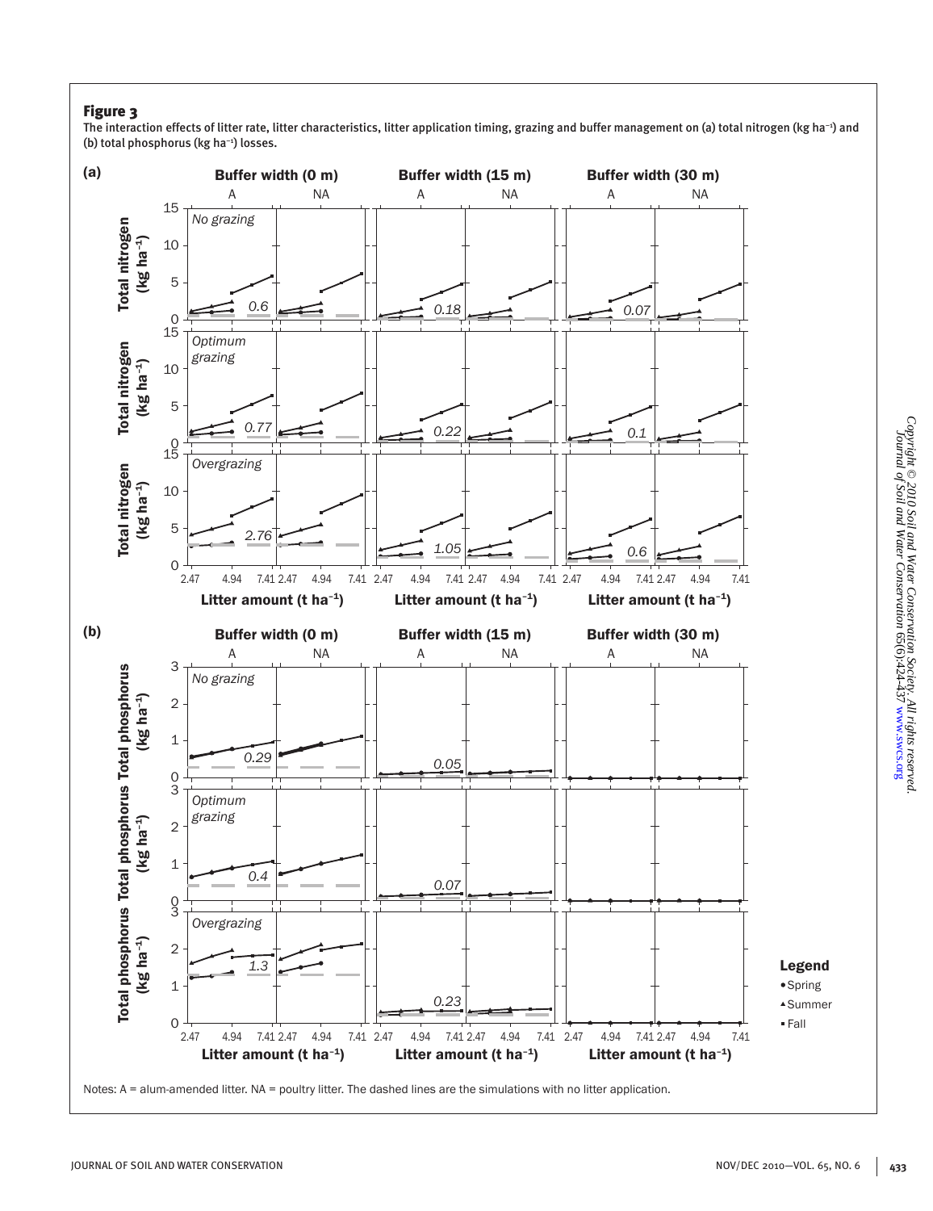## Figure 3

The interaction effects of litter rate, litter characteristics, litter application timing, grazing and buffer management on (a) total nitrogen ($kg\ ha^{-1}$) and (b) total phosphorus ($kg\ ha^{-1}$) losses.

Notes: A = alum-amended litter. NA = poultry litter. The dashed lines are the simulations with no litter application.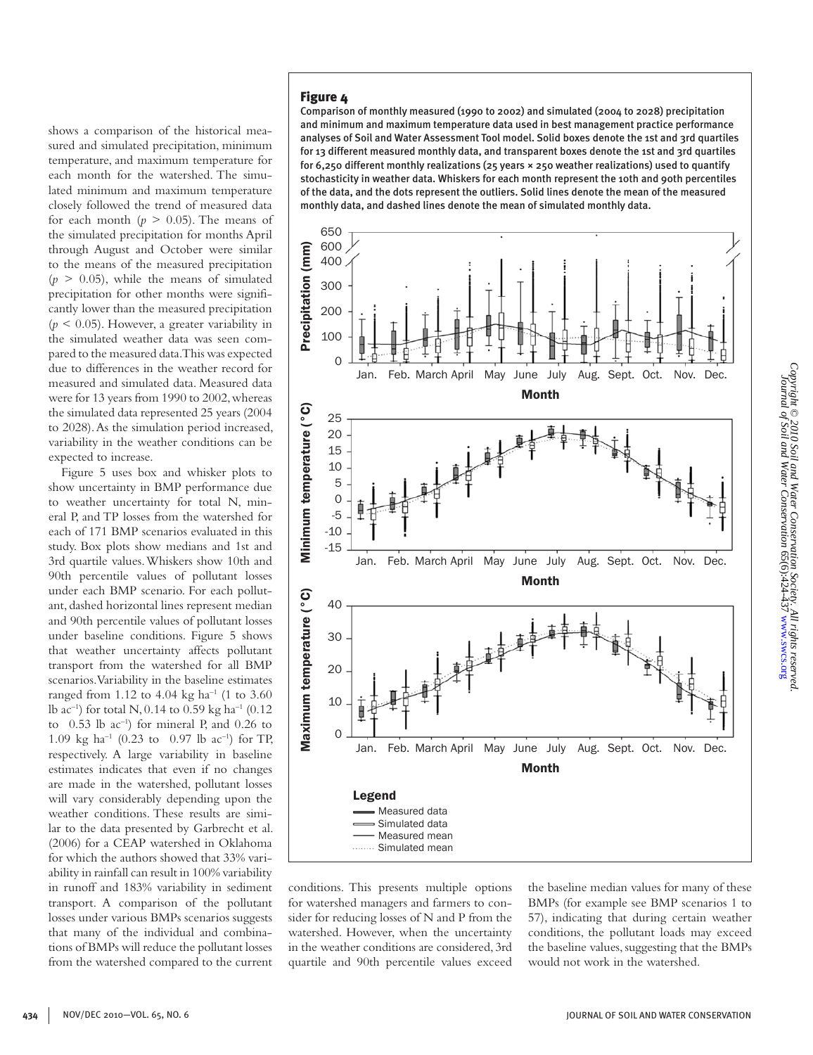shows a comparison of the historical measured and simulated precipitation, minimum temperature, and maximum temperature for each month for the watershed. The simulated minimum and maximum temperature closely followed the trend of measured data for each month ($p > 0.05$). The means of the simulated precipitation for months April through August and October were similar to the means of the measured precipitation ($p > 0.05$), while the means of simulated precipitation for other months were significantly lower than the measured precipitation ($p < 0.05$). However, a greater variability in the simulated weather data was seen compared to the measured data. This was expected due to differences in the weather record for measured and simulated data. Measured data were for 13 years from 1990 to 2002, whereas the simulated data represented 25 years (2004 to 2028). As the simulation period increased, variability in the weather conditions can be expected to increase.

Figure 5 uses box and whisker plots to show uncertainty in BMP performance due to weather uncertainty for total N, mineral P, and TP losses from the watershed for each of 171 BMP scenarios evaluated in this study. Box plots show medians and 1st and 3rd quartile values. Whiskers show 10th and 90th percentile values of pollutant losses under each BMP scenario. For each pollutant, dashed horizontal lines represent median and 90th percentile values of pollutant losses under baseline conditions. Figure 5 shows that weather uncertainty affects pollutant transport from the watershed for all BMP scenarios. Variability in the baseline estimates ranged from 1.12 to 4.04 kg ha$^{-1}$ (1 to 3.60 lb ac$^{-1}$) for total N, 0.14 to 0.59 kg ha$^{-1}$ (0.12 to 0.53 lb ac$^{-1}$) for mineral P, and 0.26 to 1.09 kg ha$^{-1}$ (0.23 to 0.97 lb ac$^{-1}$) for TP, respectively. A large variability in baseline estimates indicates that even if no changes are made in the watershed, pollutant losses will vary considerably depending upon the weather conditions. These results are similar to the data presented by Garbrecht et al. (2006) for a CEAP watershed in Oklahoma for which the authors showed that 33% variability in rainfall can result in 100% variability in runoff and 183% variability in sediment transport. A comparison of the pollutant losses under various BMPs scenarios suggests that many of the individual and combinations of BMPs will reduce the pollutant losses from the watershed compared to the current conditions. This presents multiple options for watershed managers and farmers to consider for reducing losses of N and P from the watershed. However, when the uncertainty in the weather conditions are considered, 3rd quartile and 90th percentile values exceed the baseline median values for many of these BMPs (for example see BMP scenarios 1 to 57), indicating that during certain weather conditions, the pollutant loads may exceed the baseline values, suggesting that the BMPs would not work in the watershed.

**Figure 4**

Comparison of monthly measured (1990 to 2002) and simulated (2004 to 2028) precipitation and minimum and maximum temperature data used in best management practice performance analyses of Soil and Water Assessment Tool model. Solid boxes denote the 1st and 3rd quartiles for 13 different measured monthly data, and transparent boxes denote the 1st and 3rd quartiles for 6,250 different monthly realizations (25 years × 250 weather realizations) used to quantify stochasticity in weather data. Whiskers for each month represent the 10th and 90th percentiles of the data, and the dots represent the outliers. Solid lines denote the mean of the measured monthly data, and dashed lines denote the mean of simulated monthly data.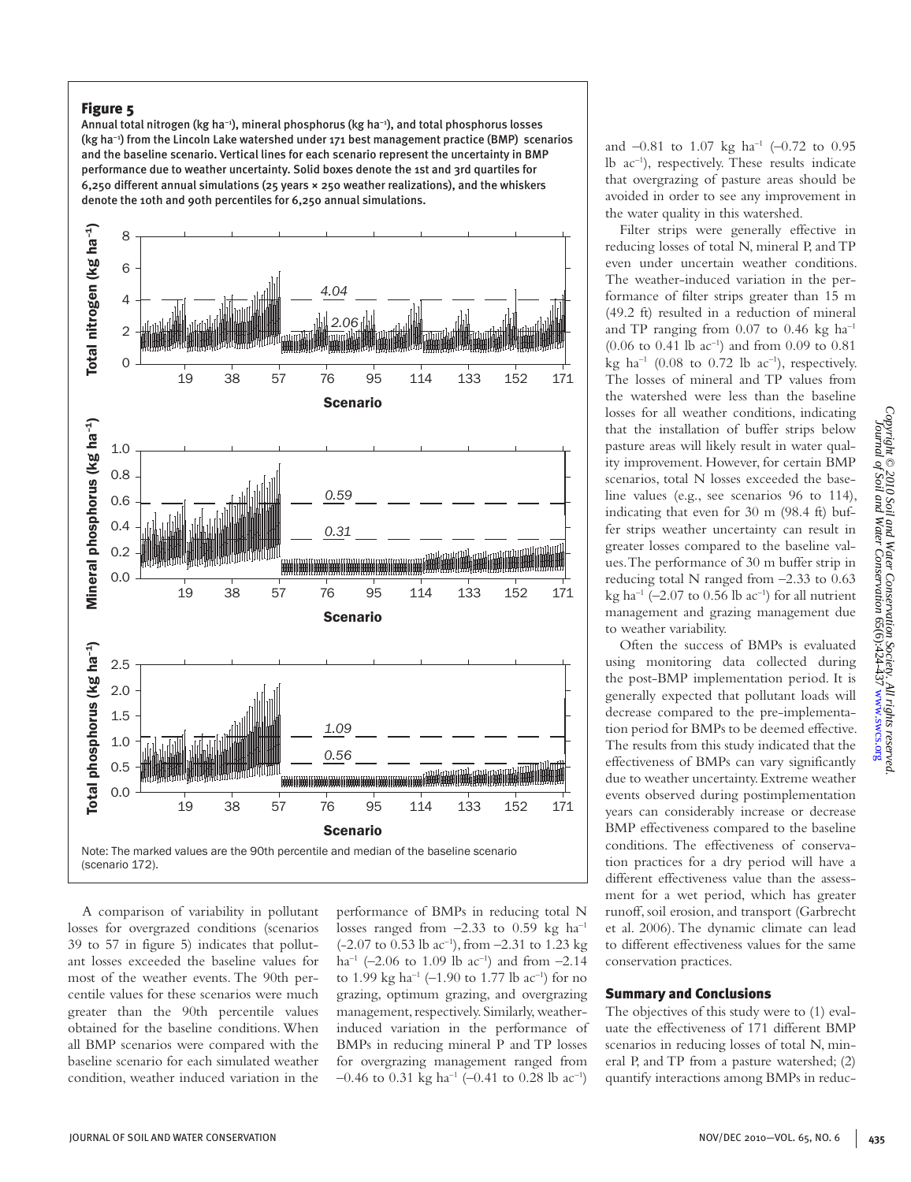**Figure 5**

Annual total nitrogen (kg $ha^{-1}$), mineral phosphorus (kg $ha^{-1}$), and total phosphorus losses (kg $ha^{-1}$) from the Lincoln Lake watershed under 171 best management practice (BMP) scenarios and the baseline scenario. Vertical lines for each scenario represent the uncertainty in BMP performance due to weather uncertainty. Solid boxes denote the 1st and 3rd quartiles for 6,250 different annual simulations (25 years × 250 weather realizations), and the whiskers denote the 10th and 90th percentiles for 6,250 annual simulations.

Note: The marked values are the 90th percentile and median of the baseline scenario (scenario 172).

A comparison of variability in pollutant losses for overgrazed conditions (scenarios 39 to 57 in figure 5) indicates that pollutant losses exceeded the baseline values for most of the weather events. The 90th percentile values for these scenarios were much greater than the 90th percentile values obtained for the baseline conditions. When all BMP scenarios were compared with the baseline scenario for each simulated weather condition, weather induced variation in the performance of BMPs in reducing total N losses ranged from –2.33 to 0.59 kg $ha^{-1}$ (–2.07 to 0.53 lb $ac^{-1}$), from –2.31 to 1.23 kg $ha^{-1}$ (–2.06 to 1.09 lb $ac^{-1}$) and from –2.14 to 1.99 kg $ha^{-1}$ (–1.90 to 1.77 lb $ac^{-1}$) for no grazing, optimum grazing, and overgrazing management, respectively. Similarly, weather-induced variation in the performance of BMPs in reducing mineral P and TP losses for overgrazing management ranged from –0.46 to 0.31 kg $ha^{-1}$ (–0.41 to 0.28 lb $ac^{-1}$) and –0.81 to 1.07 kg $ha^{-1}$ (–0.72 to 0.95 lb $ac^{-1}$), respectively. These results indicate that overgrazing of pasture areas should be avoided in order to see any improvement in the water quality in this watershed.

Filter strips were generally effective in reducing losses of total N, mineral P, and TP even under uncertain weather conditions. The weather-induced variation in the performance of filter strips greater than 15 m (49.2 ft) resulted in a reduction of mineral and TP ranging from 0.07 to 0.46 kg $ha^{-1}$ (0.06 to 0.41 lb $ac^{-1}$) and from 0.09 to 0.81 kg $ha^{-1}$ (0.08 to 0.72 lb $ac^{-1}$), respectively. The losses of mineral and TP values from the watershed were less than the baseline losses for all weather conditions, indicating that the installation of buffer strips below pasture areas will likely result in water quality improvement. However, for certain BMP scenarios, total N losses exceeded the baseline values (e.g., see scenarios 96 to 114), indicating that even for 30 m (98.4 ft) buffer strips weather uncertainty can result in greater losses compared to the baseline values. The performance of 30 m buffer strip in reducing total N ranged from –2.33 to 0.63 kg $ha^{-1}$ (–2.07 to 0.56 lb $ac^{-1}$) for all nutrient management and grazing management due to weather variability.

Often the success of BMPs is evaluated using monitoring data collected during the post-BMP implementation period. It is generally expected that pollutant loads will decrease compared to the pre-implementation period for BMPs to be deemed effective. The results from this study indicated that the effectiveness of BMPs can vary significantly due to weather uncertainty. Extreme weather events observed during postimplementation years can considerably increase or decrease BMP effectiveness compared to the baseline conditions. The effectiveness of conservation practices for a dry period will have a different effectiveness value than the assessment for a wet period, which has greater runoff, soil erosion, and transport (Garbrecht et al. 2006). The dynamic climate can lead to different effectiveness values for the same conservation practices.

## Summary and Conclusions

The objectives of this study were to (1) evaluate the effectiveness of 171 different BMP scenarios in reducing losses of total N, mineral P, and TP from a pasture watershed; (2) quantify interactions among BMPs in reduc-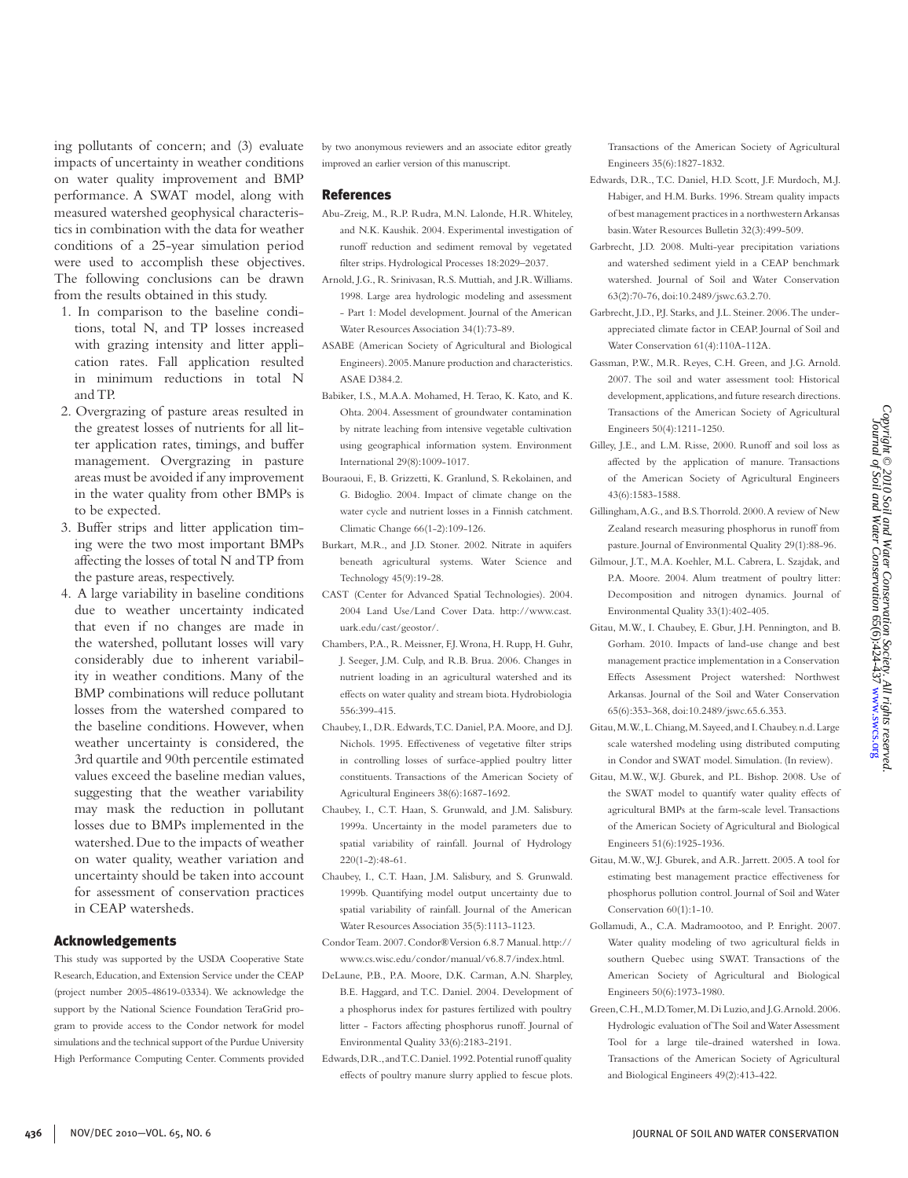ing pollutants of concern; and (3) evaluate impacts of uncertainty in weather conditions on water quality improvement and BMP performance. A SWAT model, along with measured watershed geophysical characteristics in combination with the data for weather conditions of a 25-year simulation period were used to accomplish these objectives. The following conclusions can be drawn from the results obtained in this study.

1. In comparison to the baseline conditions, total N, and TP losses increased with grazing intensity and litter application rates. Fall application resulted in minimum reductions in total N and TP.
2. Overgrazing of pasture areas resulted in the greatest losses of nutrients for all litter application rates, timings, and buffer management. Overgrazing in pasture areas must be avoided if any improvement in the water quality from other BMPs is to be expected.
3. Buffer strips and litter application timing were the two most important BMPs affecting the losses of total N and TP from the pasture areas, respectively.
4. A large variability in baseline conditions due to weather uncertainty indicated that even if no changes are made in the watershed, pollutant losses will vary considerably due to inherent variability in weather conditions. Many of the BMP combinations will reduce pollutant losses from the watershed compared to the baseline conditions. However, when weather uncertainty is considered, the 3rd quartile and 90th percentile estimated values exceed the baseline median values, suggesting that the weather variability may mask the reduction in pollutant losses due to BMPs implemented in the watershed. Due to the impacts of weather on water quality, weather variation and uncertainty should be taken into account for assessment of conservation practices in CEAP watersheds.

## Acknowledgements

This study was supported by the USDA Cooperative State Research, Education, and Extension Service under the CEAP (project number 2005-48619-03334). We acknowledge the support by the National Science Foundation TeraGrid program to provide access to the Condor network for model simulations and the technical support of the Purdue University High Performance Computing Center. Comments provided by two anonymous reviewers and an associate editor greatly improved an earlier version of this manuscript.

## References

Abu-Zreig, M., R.P. Rudra, M.N. Lalonde, H.R. Whiteley, and N.K. Kaushik. 2004. Experimental investigation of runoff reduction and sediment removal by vegetated filter strips. Hydrological Processes 18:2029–2037.

Arnold, J.G., R. Srinivasan, R.S. Muttiah, and J.R. Williams. 1998. Large area hydrologic modeling and assessment - Part 1: Model development. Journal of the American Water Resources Association 34(1):73-89.

ASABE (American Society of Agricultural and Biological Engineers). 2005. Manure production and characteristics. ASAE D384.2.

Babiker, I.S., M.A.A. Mohamed, H. Terao, K. Kato, and K. Ohta. 2004. Assessment of groundwater contamination by nitrate leaching from intensive vegetable cultivation using geographical information system. Environment International 29(8):1009-1017.

Bouraoui, F., B. Grizzetti, K. Granlund, S. Rekolainen, and G. Bidoglio. 2004. Impact of climate change on the water cycle and nutrient losses in a Finnish catchment. Climatic Change 66(1-2):109-126.

Burkart, M.R., and J.D. Stoner. 2002. Nitrate in aquifers beneath agricultural systems. Water Science and Technology 45(9):19-28.

CAST (Center for Advanced Spatial Technologies). 2004. 2004 Land Use/Land Cover Data. http://www.cast.uark.edu/cast/geostor/.

Chambers, P.A., R. Meissner, F.J. Wrona, H. Rupp, H. Guhr, J. Seeger, J.M. Culp, and R.B. Brua. 2006. Changes in nutrient loading in an agricultural watershed and its effects on water quality and stream biota. Hydrobiologia 556:399-415.

Chaubey, I., D.R. Edwards, T.C. Daniel, P.A. Moore, and D.J. Nichols. 1995. Effectiveness of vegetative filter strips in controlling losses of surface-applied poultry litter constituents. Transactions of the American Society of Agricultural Engineers 38(6):1687-1692.

Chaubey, I., C.T. Haan, S. Grunwald, and J.M. Salisbury. 1999a. Uncertainty in the model parameters due to spatial variability of rainfall. Journal of Hydrology 220(1-2):48-61.

Chaubey, I., C.T. Haan, J.M. Salisbury, and S. Grunwald. 1999b. Quantifying model output uncertainty due to spatial variability of rainfall. Journal of the American Water Resources Association 35(5):1113-1123.

Condor Team. 2007. Condor® Version 6.8.7 Manual. http://www.cs.wisc.edu/condor/manual/v6.8.7/index.html.

DeLaune, P.B., P.A. Moore, D.K. Carman, A.N. Sharpley, B.E. Haggard, and T.C. Daniel. 2004. Development of a phosphorus index for pastures fertilized with poultry litter - Factors affecting phosphorus runoff. Journal of Environmental Quality 33(6):2183-2191.

Edwards, D.R., and T.C. Daniel. 1992. Potential runoff quality effects of poultry manure slurry applied to fescue plots. Transactions of the American Society of Agricultural Engineers 35(6):1827-1832.

Edwards, D.R., T.C. Daniel, H.D. Scott, J.F. Murdoch, M.J. Habiger, and H.M. Burks. 1996. Stream quality impacts of best management practices in a northwestern Arkansas basin. Water Resources Bulletin 32(3):499-509.

Garbrecht, J.D. 2008. Multi-year precipitation variations and watershed sediment yield in a CEAP benchmark watershed. Journal of Soil and Water Conservation 63(2):70-76, doi:10.2489/jswc.63.2.70.

Garbrecht, J.D., P.J. Starks, and J.L. Steiner. 2006. The under-appreciated climate factor in CEAP. Journal of Soil and Water Conservation 61(4):110A-112A.

Gassman, P.W., M.R. Reyes, C.H. Green, and J.G. Arnold. 2007. The soil and water assessment tool: Historical development, applications, and future research directions. Transactions of the American Society of Agricultural Engineers 50(4):1211-1250.

Gilley, J.E., and L.M. Risse. 2000. Runoff and soil loss as affected by the application of manure. Transactions of the American Society of Agricultural Engineers 43(6):1583-1588.

Gillingham, A.G., and B.S. Thorrold. 2000. A review of New Zealand research measuring phosphorus in runoff from pasture. Journal of Environmental Quality 29(1):88-96.

Gilmour, J.T., M.A. Koehler, M.L. Cabrera, L. Szajdak, and P.A. Moore. 2004. Alum treatment of poultry litter: Decomposition and nitrogen dynamics. Journal of Environmental Quality 33(1):402-405.

Gitau, M.W., I. Chaubey, E. Gbur, J.H. Pennington, and B. Gorham. 2010. Impacts of land-use change and best management practice implementation in a Conservation Effects Assessment Project watershed: Northwest Arkansas. Journal of the Soil and Water Conservation 65(6):353-368, doi:10.2489/jswc.65.6.353.

Gitau, M.W., L. Chiang, M. Sayeed, and I. Chaubey. n.d. Large scale watershed modeling using distributed computing in Condor and SWAT model. Simulation. (In review).

Gitau, M.W., W.J. Gburek, and P.L. Bishop. 2008. Use of the SWAT model to quantify water quality effects of agricultural BMPs at the farm-scale level. Transactions of the American Society of Agricultural and Biological Engineers 51(6):1925-1936.

Gitau, M.W., W.J. Gburek, and A.R. Jarrett. 2005. A tool for estimating best management practice effectiveness for phosphorus pollution control. Journal of Soil and Water Conservation 60(1):1-10.

Gollamudi, A., C.A. Madramootoo, and P. Enright. 2007. Water quality modeling of two agricultural fields in southern Quebec using SWAT. Transactions of the American Society of Agricultural and Biological Engineers 50(6):1973-1980.

Green, C.H., M.D. Tomer, M. Di Luzio, and J.G. Arnold. 2006. Hydrologic evaluation of The Soil and Water Assessment Tool for a large tile-drained watershed in Iowa. Transactions of the American Society of Agricultural and Biological Engineers 49(2):413-422.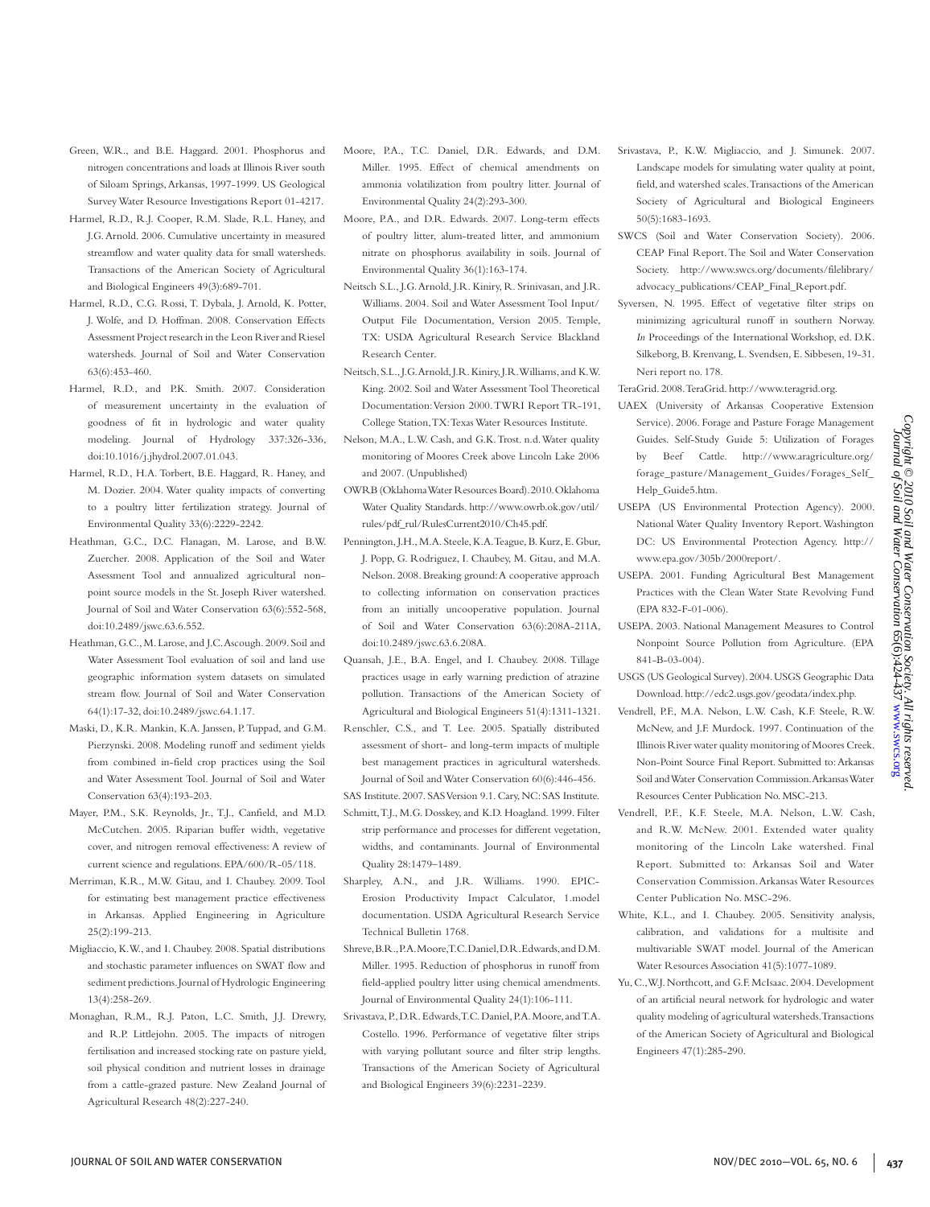Green, W.R., and B.E. Haggard. 2001. Phosphorus and nitrogen concentrations and loads at Illinois River south of Siloam Springs, Arkansas, 1997-1999. US Geological Survey Water Resource Investigations Report 01-4217.

Harmel, R.D., R.J. Cooper, R.M. Slade, R.L. Haney, and J.G. Arnold. 2006. Cumulative uncertainty in measured streamflow and water quality data for small watersheds. Transactions of the American Society of Agricultural and Biological Engineers 49(3):689-701.

Harmel, R.D., C.G. Rossi, T. Dybala, J. Arnold, K. Potter, J. Wolfe, and D. Hoffman. 2008. Conservation Effects Assessment Project research in the Leon River and Riesel watersheds. Journal of Soil and Water Conservation 63(6):453-460.

Harmel, R.D., and P.K. Smith. 2007. Consideration of measurement uncertainty in the evaluation of goodness of fit in hydrologic and water quality modeling. Journal of Hydrology 337:326-336, doi:10.1016/j.jhydrol.2007.01.043.

Harmel, R.D., H.A. Torbert, B.E. Haggard, R. Haney, and M. Dozier. 2004. Water quality impacts of converting to a poultry litter fertilization strategy. Journal of Environmental Quality 33(6):2229-2242.

Heathman, G.C., D.C. Flanagan, M. Larose, and B.W. Zuercher. 2008. Application of the Soil and Water Assessment Tool and annualized agricultural nonpoint source models in the St. Joseph River watershed. Journal of Soil and Water Conservation 63(6):552-568, doi:10.2489/jswc.63.6.552.

Heathman, G.C., M. Larose, and J.C. Ascough. 2009. Soil and Water Assessment Tool evaluation of soil and land use geographic information system datasets on simulated stream flow. Journal of Soil and Water Conservation 64(1):17-32, doi:10.2489/jswc.64.1.17.

Maski, D., K.R. Mankin, K.A. Janssen, P. Tuppad, and G.M. Pierzynski. 2008. Modeling runoff and sediment yields from combined in-field crop practices using the Soil and Water Assessment Tool. Journal of Soil and Water Conservation 63(4):193-203.

Mayer, P.M., S.K. Reynolds, Jr., T.J., Canfield, and M.D. McCutchen. 2005. Riparian buffer width, vegetative cover, and nitrogen removal effectiveness: A review of current science and regulations. EPA/600/R-05/118.

Merriman, K.R., M.W. Gitau, and I. Chaubey. 2009. Tool for estimating best management practice effectiveness in Arkansas. Applied Engineering in Agriculture 25(2):199-213.

Migliaccio, K.W., and I. Chaubey. 2008. Spatial distributions and stochastic parameter influences on SWAT flow and sediment predictions. Journal of Hydrologic Engineering 13(4):258-269.

Monaghan, R.M., R.J. Paton, L.C. Smith, J.J. Drewry, and R.P. Littlejohn. 2005. The impacts of nitrogen fertilisation and increased stocking rate on pasture yield, soil physical condition and nutrient losses in drainage from a cattle-grazed pasture. New Zealand Journal of Agricultural Research 48(2):227-240.

Moore, P.A., T.C. Daniel, D.R. Edwards, and D.M. Miller. 1995. Effect of chemical amendments on ammonia volatilization from poultry litter. Journal of Environmental Quality 24(2):293-300.

Moore, P.A., and D.R. Edwards. 2007. Long-term effects of poultry litter, alum-treated litter, and ammonium nitrate on phosphorus availability in soils. Journal of Environmental Quality 36(1):163-174.

Neitsch S.L., J.G. Arnold, J.R. Kiniry, R. Srinivasan, and J.R. Williams. 2004. Soil and Water Assessment Tool Input/Output File Documentation, Version 2005. Temple, TX: USDA Agricultural Research Service Blackland Research Center.

Neitsch, S.L., J.G. Arnold, J.R. Kiniry, J.R. Williams, and K.W. King. 2002. Soil and Water Assessment Tool Theoretical Documentation: Version 2000. TWRI Report TR-191, College Station, TX: Texas Water Resources Institute.

Nelson, M.A., L.W. Cash, and G.K. Trost. n.d. Water quality monitoring of Moores Creek above Lincoln Lake 2006 and 2007. (Unpublished)

OWRB (Oklahoma Water Resources Board). 2010. Oklahoma Water Quality Standards. http://www.owrb.ok.gov/util/rules/pdf_rul/RulesCurrent2010/Ch45.pdf.

Pennington, J.H., M.A. Steele, K.A. Teague, B. Kurz, E. Gbur, J. Popp, G. Rodriguez, I. Chaubey, M. Gitau, and M.A. Nelson. 2008. Breaking ground: A cooperative approach to collecting information on conservation practices from an initially uncooperative population. Journal of Soil and Water Conservation 63(6):208A-211A, doi:10.2489/jswc.63.6.208A.

Quansah, J.E., B.A. Engel, and I. Chaubey. 2008. Tillage practices usage in early warning prediction of atrazine pollution. Transactions of the American Society of Agricultural and Biological Engineers 51(4):1311-1321.

Renschler, C.S., and T. Lee. 2005. Spatially distributed assessment of short- and long-term impacts of multiple best management practices in agricultural watersheds. Journal of Soil and Water Conservation 60(6):446-456.

SAS Institute. 2007. SAS Version 9.1. Cary, NC: SAS Institute.

Schmitt, T.J., M.G. Dosskey, and K.D. Hoagland. 1999. Filter strip performance and processes for different vegetation, widths, and contaminants. Journal of Environmental Quality 28:1479–1489.

Sharpley, A.N., and J.R. Williams. 1990. EPIC-Erosion Productivity Impact Calculator, 1.model documentation. USDA Agricultural Research Service Technical Bulletin 1768.

Shreve, B.R., P.A. Moore, T.C. Daniel, D.R. Edwards, and D.M. Miller. 1995. Reduction of phosphorus in runoff from field-applied poultry litter using chemical amendments. Journal of Environmental Quality 24(1):106-111.

Srivastava, P., D.R. Edwards, T.C. Daniel, P.A. Moore, and T.A. Costello. 1996. Performance of vegetative filter strips with varying pollutant source and filter strip lengths. Transactions of the American Society of Agricultural and Biological Engineers 39(6):2231-2239.

Srivastava, P., K.W. Migliaccio, and J. Simunek. 2007. Landscape models for simulating water quality at point, field, and watershed scales. Transactions of the American Society of Agricultural and Biological Engineers 50(5):1683-1693.

SWCS (Soil and Water Conservation Society). 2006. CEAP Final Report. The Soil and Water Conservation Society. http://www.swcs.org/documents/filelibrary/advocacy_publications/CEAP_Final_Report.pdf.

Syversen, N. 1995. Effect of vegetative filter strips on minimizing agricultural runoff in southern Norway. *In* Proceedings of the International Workshop, ed. D.K. Silkeborg, B. Krenvang, L. Svendsen, E. Sibbesen, 19-31. Neri report no. 178.

TeraGrid. 2008. TeraGrid. http://www.teragrid.org.

UAEX (University of Arkansas Cooperative Extension Service). 2006. Forage and Pasture Forage Management Guides. Self-Study Guide 5: Utilization of Forages by Beef Cattle. http://www.aragriculture.org/forage_pasture/Management_Guides/Forages_Self_Help_Guide5.htm.

USEPA (US Environmental Protection Agency). 2000. National Water Quality Inventory Report. Washington DC: US Environmental Protection Agency. http://www.epa.gov/305b/2000report/.

USEPA. 2001. Funding Agricultural Best Management Practices with the Clean Water State Revolving Fund (EPA 832-F-01-006).

USEPA. 2003. National Management Measures to Control Nonpoint Source Pollution from Agriculture. (EPA 841-B-03-004).

USGS (US Geological Survey). 2004. USGS Geographic Data Download. http://edc2.usgs.gov/geodata/index.php.

Vendrell, P.F., M.A. Nelson, L.W. Cash, K.F. Steele, R.W. McNew, and J.F. Murdock. 1997. Continuation of the Illinois River water quality monitoring of Moores Creek. Non-Point Source Final Report. Submitted to: Arkansas Soil and Water Conservation Commission. Arkansas Water Resources Center Publication No. MSC-213.

Vendrell, P.F., K.F. Steele, M.A. Nelson, L.W. Cash, and R.W. McNew. 2001. Extended water quality monitoring of the Lincoln Lake watershed. Final Report. Submitted to: Arkansas Soil and Water Conservation Commission. Arkansas Water Resources Center Publication No. MSC-296.

White, K.L., and I. Chaubey. 2005. Sensitivity analysis, calibration, and validations for a multisite and multivariable SWAT model. Journal of the American Water Resources Association 41(5):1077-1089.

Yu, C., W.J. Northcott, and G.F. McIsaac. 2004. Development of an artificial neural network for hydrologic and water quality modeling of agricultural watersheds. Transactions of the American Society of Agricultural and Biological Engineers 47(1):285-290.